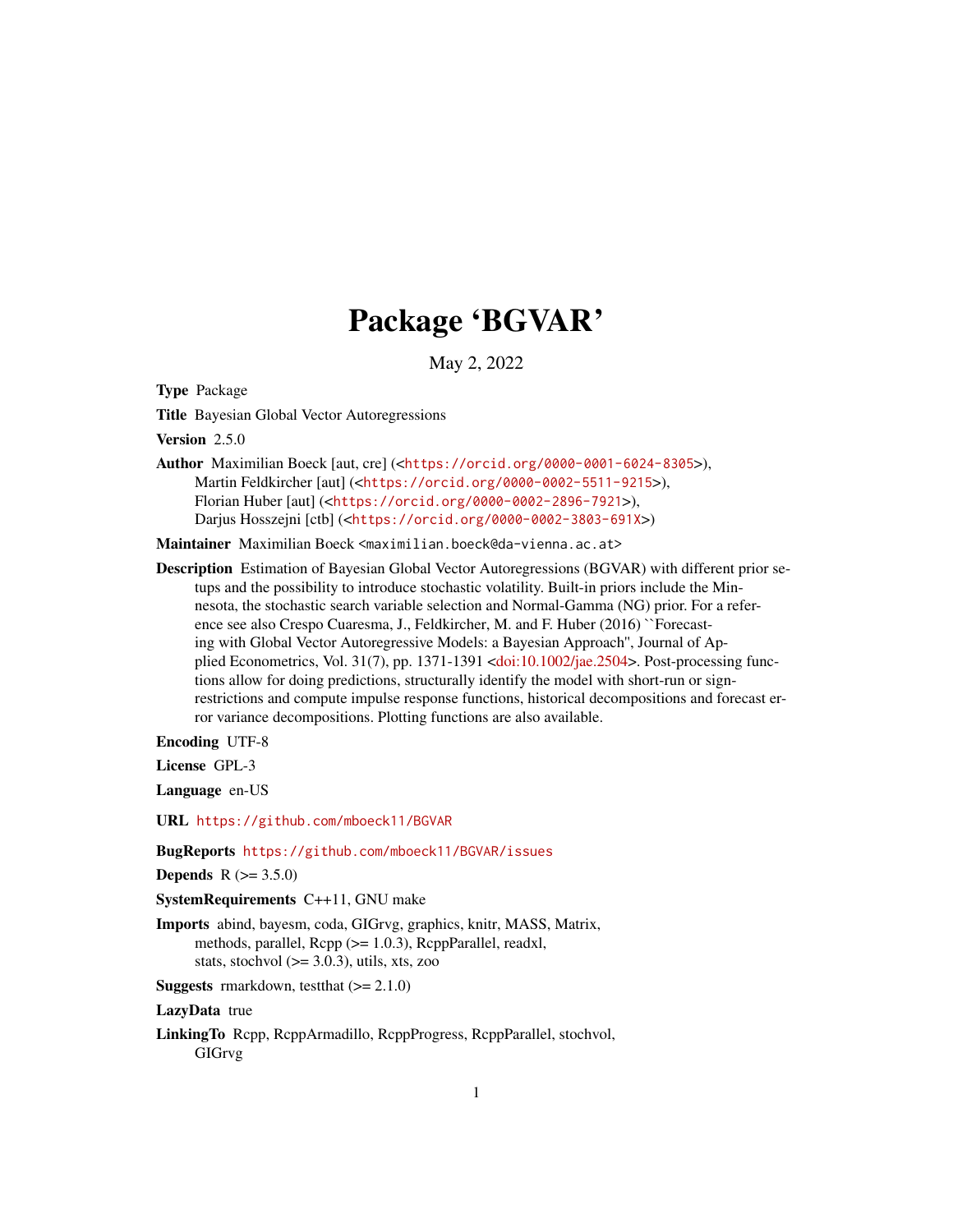# Package 'BGVAR'

May 2, 2022

**Type** Package

**Title** Bayesian Global Vector Autoregressions

**Version** 2.5.0

**Author** Maximilian Boeck [aut, cre] (<https://orcid.org/0000-0001-6024-8305>),
Martin Feldkircher [aut] (<https://orcid.org/0000-0002-5511-9215>),
Florian Huber [aut] (<https://orcid.org/0000-0002-2896-7921>),
Darjus Hosszejni [ctb] (<https://orcid.org/0000-0002-3803-691X>)

**Maintainer** Maximilian Boeck <maximilian.boeck@da-vienna.ac.at>

**Description** Estimation of Bayesian Global Vector Autoregressions (BGVAR) with different prior setups and the possibility to introduce stochastic volatility. Built-in priors include the Minnesota, the stochastic search variable selection and Normal-Gamma (NG) prior. For a reference see also Crespo Cuaresma, J., Feldkircher, M. and F. Huber (2016) ``Forecasting with Global Vector Autoregressive Models: a Bayesian Approach'', Journal of Applied Econometrics, Vol. 31(7), pp. 1371-1391 <doi:10.1002/jae.2504>. Post-processing functions allow for doing predictions, structurally identify the model with short-run or sign-restrictions and compute impulse response functions, historical decompositions and forecast error variance decompositions. Plotting functions are also available.

**Encoding** UTF-8

**License** GPL-3

**Language** en-US

**URL** https://github.com/mboeck11/BGVAR

**BugReports** https://github.com/mboeck11/BGVAR/issues

**Depends** R (>= 3.5.0)

**SystemRequirements** C++11, GNU make

**Imports** abind, bayesm, coda, GIGrvg, graphics, knitr, MASS, Matrix, methods, parallel, Rcpp (>= 1.0.3), RcppParallel, readxl, stats, stochvol (>= 3.0.3), utils, xts, zoo

**Suggests** rmarkdown, testthat (>= 2.1.0)

**LazyData** true

**LinkingTo** Rcpp, RcppArmadillo, RcppProgress, RcppParallel, stochvol, GIGrvg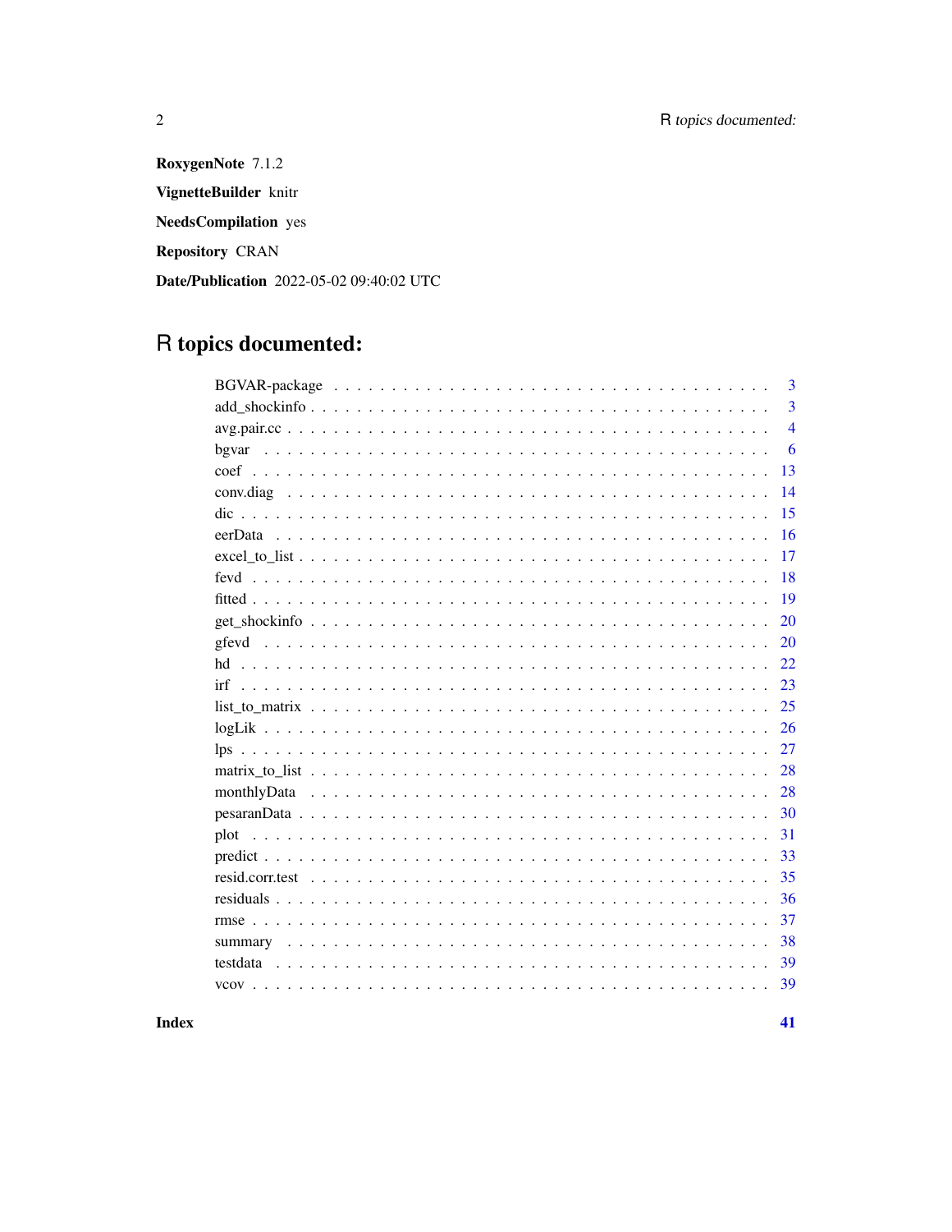**RoxygenNote** 7.1.2

**VignetteBuilder** knitr

**NeedsCompilation** yes

**Repository** CRAN

**Date/Publication** 2022-05-02 09:40:02 UTC

# R topics documented:

| | |
|---|---|
| BGVAR-package | 3 |
| add_shockinfo | 3 |
| avg.pair.cc | 4 |
| bgvar | 6 |
| coef | 13 |
| conv.diag | 14 |
| dic | 15 |
| eerData | 16 |
| excel_to_list | 17 |
| fevd | 18 |
| fitted | 19 |
| get_shockinfo | 20 |
| gfevd | 20 |
| hd | 22 |
| irf | 23 |
| list_to_matrix | 25 |
| logLik | 26 |
| lps | 27 |
| matrix_to_list | 28 |
| monthlyData | 28 |
| pesaranData | 30 |
| plot | 31 |
| predict | 33 |
| resid.corr.test | 35 |
| residuals | 36 |
| rmse | 37 |
| summary | 38 |
| testdata | 39 |
| vcov | 39 |
| **Index** | **41** |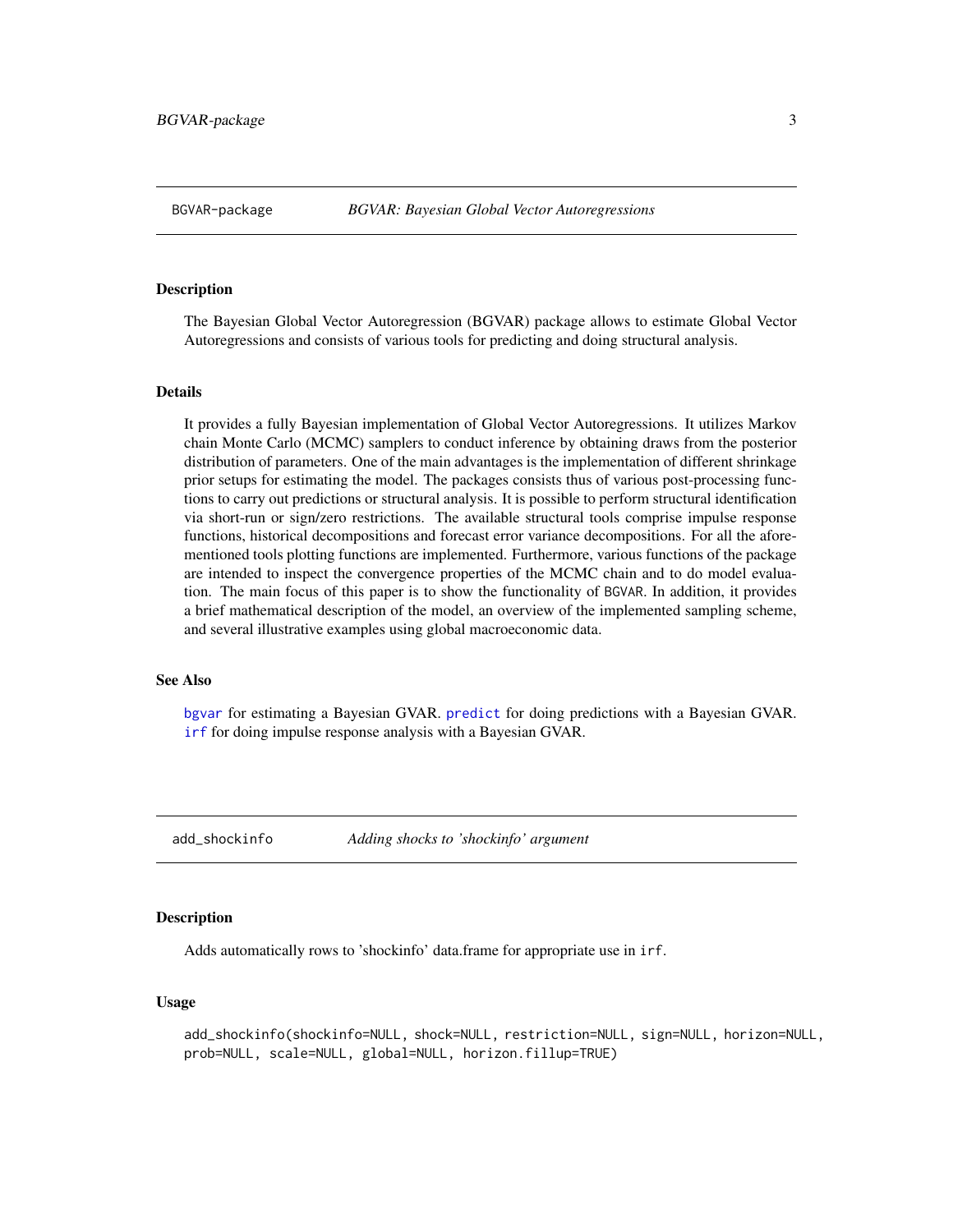## BGVAR-package *BGVAR: Bayesian Global Vector Autoregressions*

### Description

The Bayesian Global Vector Autoregression (BGVAR) package allows to estimate Global Vector Autoregressions and consists of various tools for predicting and doing structural analysis.

### Details

It provides a fully Bayesian implementation of Global Vector Autoregressions. It utilizes Markov chain Monte Carlo (MCMC) samplers to conduct inference by obtaining draws from the posterior distribution of parameters. One of the main advantages is the implementation of different shrinkage prior setups for estimating the model. The packages consists thus of various post-processing functions to carry out predictions or structural analysis. It is possible to perform structural identification via short-run or sign/zero restrictions. The available structural tools comprise impulse response functions, historical decompositions and forecast error variance decompositions. For all the aforementioned tools plotting functions are implemented. Furthermore, various functions of the package are intended to inspect the convergence properties of the MCMC chain and to do model evaluation. The main focus of this paper is to show the functionality of `BGVAR`. In addition, it provides a brief mathematical description of the model, an overview of the implemented sampling scheme, and several illustrative examples using global macroeconomic data.

### See Also

`bgvar` for estimating a Bayesian GVAR. `predict` for doing predictions with a Bayesian GVAR. `irf` for doing impulse response analysis with a Bayesian GVAR.

## add_shockinfo *Adding shocks to 'shockinfo' argument*

### Description

Adds automatically rows to 'shockinfo' data.frame for appropriate use in `irf`.

### Usage

```
add_shockinfo(shockinfo=NULL, shock=NULL, restriction=NULL, sign=NULL, horizon=NULL,
prob=NULL, scale=NULL, global=NULL, horizon.fillup=TRUE)
```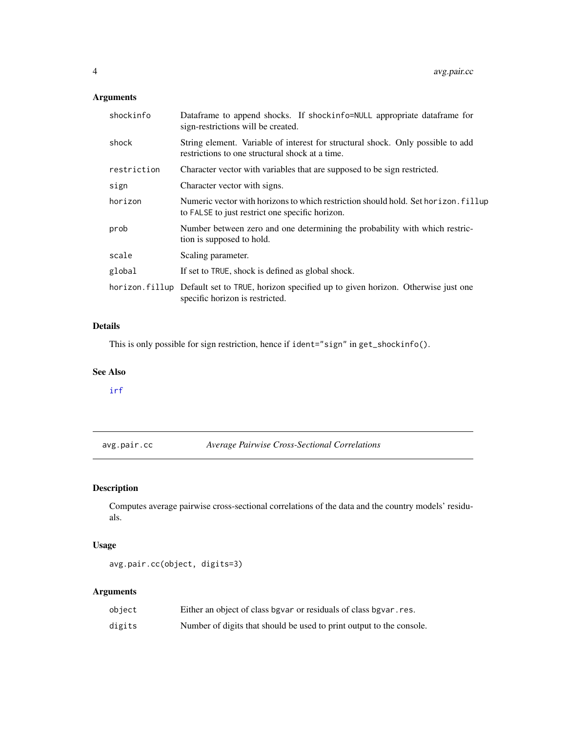## Arguments

| | |
|---|---|
| shockinfo | Dataframe to append shocks. If shockinfo=NULL appropriate dataframe for sign-restrictions will be created. |
| shock | String element. Variable of interest for structural shock. Only possible to add restrictions to one structural shock at a time. |
| restriction | Character vector with variables that are supposed to be sign restricted. |
| sign | Character vector with signs. |
| horizon | Numeric vector with horizons to which restriction should hold. Set horizon.fillup to FALSE to just restrict one specific horizon. |
| prob | Number between zero and one determining the probability with which restriction is supposed to hold. |
| scale | Scaling parameter. |
| global | If set to TRUE, shock is defined as global shock. |
| horizon.fillup | Default set to TRUE, horizon specified up to given horizon. Otherwise just one specific horizon is restricted. |

## Details

This is only possible for sign restriction, hence if ident="sign" in get_shockinfo().

## See Also

irf

---

# avg.pair.cc — *Average Pairwise Cross-Sectional Correlations*

## Description

Computes average pairwise cross-sectional correlations of the data and the country models' residuals.

## Usage

```
avg.pair.cc(object, digits=3)
```

## Arguments

| | |
|---|---|
| object | Either an object of class bgvar or residuals of class bgvar.res. |
| digits | Number of digits that should be used to print output to the console. |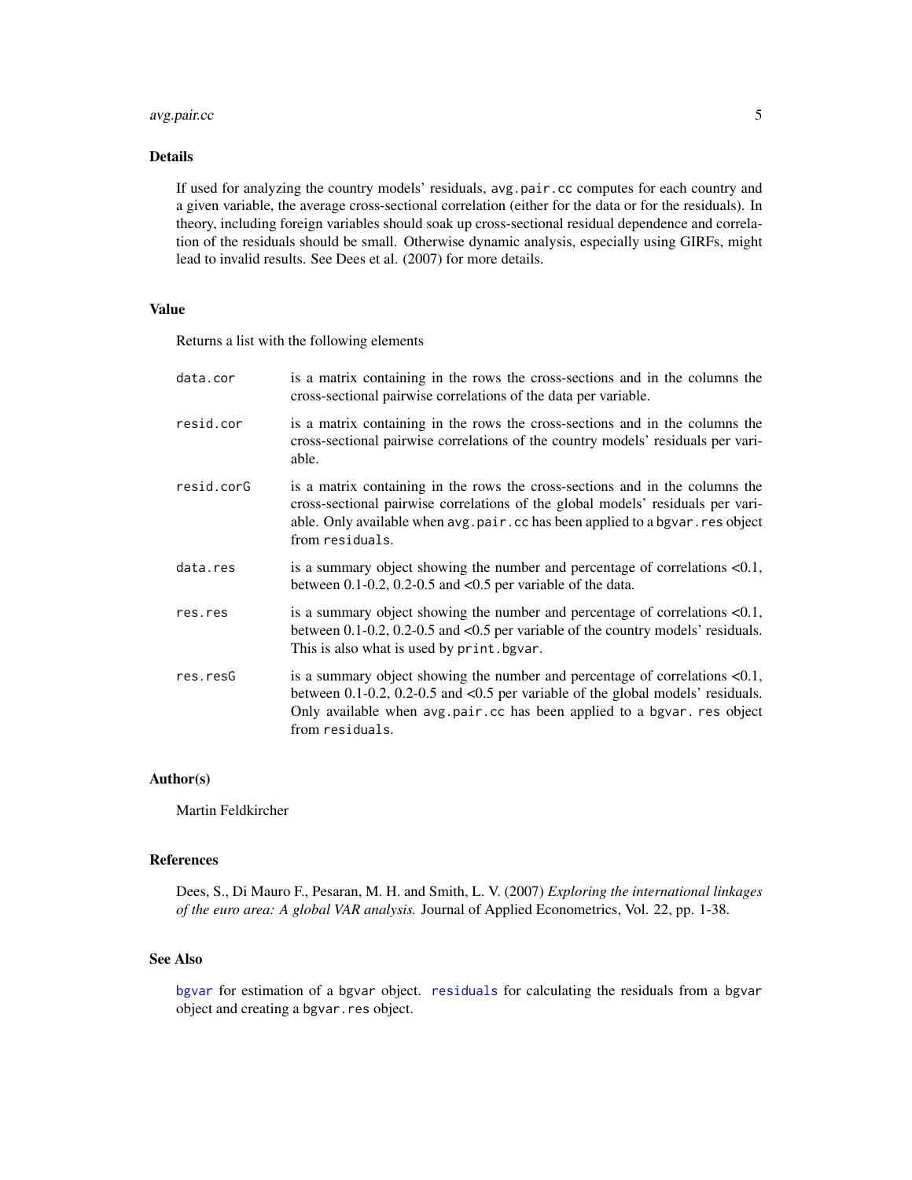## Details

If used for analyzing the country models' residuals, `avg.pair.cc` computes for each country and a given variable, the average cross-sectional correlation (either for the data or for the residuals). In theory, including foreign variables should soak up cross-sectional residual dependence and correlation of the residuals should be small. Otherwise dynamic analysis, especially using GIRFs, might lead to invalid results. See Dees et al. (2007) for more details.

## Value

Returns a list with the following elements

- `data.cor` is a matrix containing in the rows the cross-sections and in the columns the cross-sectional pairwise correlations of the data per variable.
- `resid.cor` is a matrix containing in the rows the cross-sections and in the columns the cross-sectional pairwise correlations of the country models' residuals per variable.
- `resid.corG` is a matrix containing in the rows the cross-sections and in the columns the cross-sectional pairwise correlations of the global models' residuals per variable. Only available when `avg.pair.cc` has been applied to a `bgvar.res` object from `residuals`.
- `data.res` is a summary object showing the number and percentage of correlations <0.1, between 0.1-0.2, 0.2-0.5 and <0.5 per variable of the data.
- `res.res` is a summary object showing the number and percentage of correlations <0.1, between 0.1-0.2, 0.2-0.5 and <0.5 per variable of the country models' residuals. This is also what is used by `print.bgvar`.
- `res.resG` is a summary object showing the number and percentage of correlations <0.1, between 0.1-0.2, 0.2-0.5 and <0.5 per variable of the global models' residuals. Only available when `avg.pair.cc` has been applied to a `bgvar. res` object from `residuals`.

## Author(s)

Martin Feldkircher

## References

Dees, S., Di Mauro F., Pesaran, M. H. and Smith, L. V. (2007) *Exploring the international linkages of the euro area: A global VAR analysis.* Journal of Applied Econometrics, Vol. 22, pp. 1-38.

## See Also

`bgvar` for estimation of a `bgvar` object. `residuals` for calculating the residuals from a `bgvar` object and creating a `bgvar.res` object.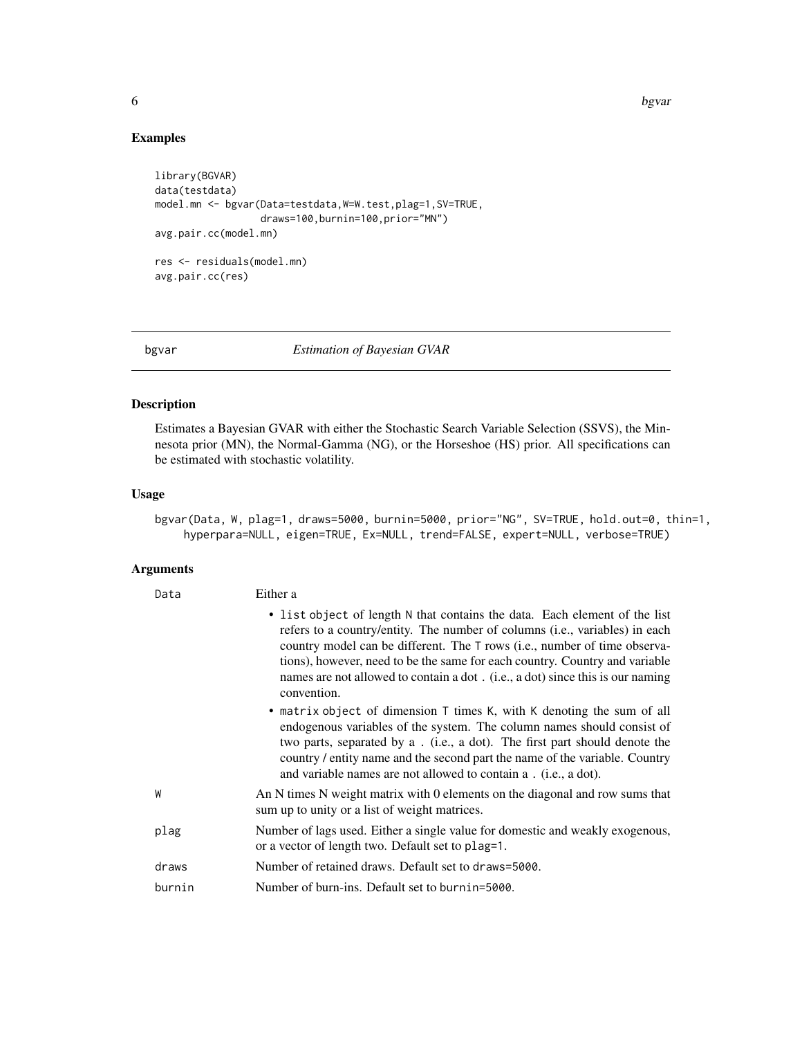## Examples

```
library(BGVAR)
data(testdata)
model.mn <- bgvar(Data=testdata,W=W.test,plag=1,SV=TRUE,
                  draws=100,burnin=100,prior="MN")
avg.pair.cc(model.mn)

res <- residuals(model.mn)
avg.pair.cc(res)
```

---

# bgvar — *Estimation of Bayesian GVAR*

## Description

Estimates a Bayesian GVAR with either the Stochastic Search Variable Selection (SSVS), the Minnesota prior (MN), the Normal-Gamma (NG), or the Horseshoe (HS) prior. All specifications can be estimated with stochastic volatility.

## Usage

```
bgvar(Data, W, plag=1, draws=5000, burnin=5000, prior="NG", SV=TRUE, hold.out=0, thin=1,
    hyperpara=NULL, eigen=TRUE, Ex=NULL, trend=FALSE, expert=NULL, verbose=TRUE)
```

## Arguments

| Argument | Description |
|---|---|
| `Data` | Either a <br>• `list` object of length `N` that contains the data. Each element of the list refers to a country/entity. The number of columns (i.e., variables) in each country model can be different. The `T` rows (i.e., number of time observations), however, need to be the same for each country. Country and variable names are not allowed to contain a dot `.` (i.e., a dot) since this is our naming convention. <br>• `matrix` object of dimension `T` times `K`, with `K` denoting the sum of all endogenous variables of the system. The column names should consist of two parts, separated by a `.` (i.e., a dot). The first part should denote the country / entity name and the second part the name of the variable. Country and variable names are not allowed to contain a `.` (i.e., a dot). |
| `W` | An N times N weight matrix with 0 elements on the diagonal and row sums that sum up to unity or a list of weight matrices. |
| `plag` | Number of lags used. Either a single value for domestic and weakly exogenous, or a vector of length two. Default set to `plag=1`. |
| `draws` | Number of retained draws. Default set to `draws=5000`. |
| `burnin` | Number of burn-ins. Default set to `burnin=5000`. |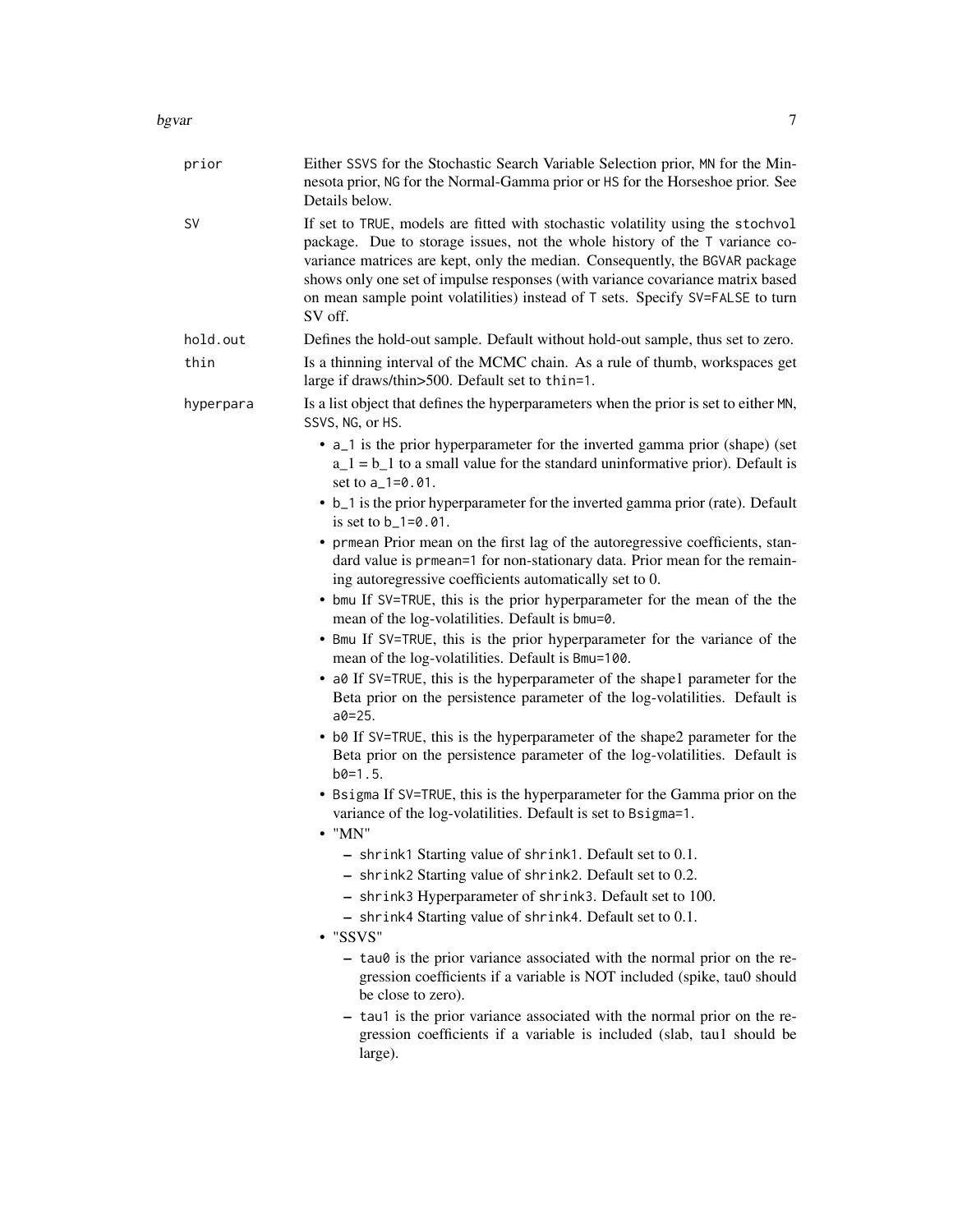prior
: Either SSVS for the Stochastic Search Variable Selection prior, MN for the Minnesota prior, NG for the Normal-Gamma prior or HS for the Horseshoe prior. See Details below.

SV
: If set to TRUE, models are fitted with stochastic volatility using the stochvol package. Due to storage issues, not the whole history of the T variance covariance matrices are kept, only the median. Consequently, the BGVAR package shows only one set of impulse responses (with variance covariance matrix based on mean sample point volatilities) instead of T sets. Specify SV=FALSE to turn SV off.

hold.out
: Defines the hold-out sample. Default without hold-out sample, thus set to zero.

thin
: Is a thinning interval of the MCMC chain. As a rule of thumb, workspaces get large if draws/thin>500. Default set to thin=1.

hyperpara
: Is a list object that defines the hyperparameters when the prior is set to either MN, SSVS, NG, or HS.

- a_1 is the prior hyperparameter for the inverted gamma prior (shape) (set a_1 = b_1 to a small value for the standard uninformative prior). Default is set to a_1=0.01.
- b_1 is the prior hyperparameter for the inverted gamma prior (rate). Default is set to b_1=0.01.
- prmean Prior mean on the first lag of the autoregressive coefficients, standard value is prmean=1 for non-stationary data. Prior mean for the remaining autoregressive coefficients automatically set to 0.
- bmu If SV=TRUE, this is the prior hyperparameter for the mean of the the mean of the log-volatilities. Default is bmu=0.
- Bmu If SV=TRUE, this is the prior hyperparameter for the variance of the mean of the log-volatilities. Default is Bmu=100.
- a0 If SV=TRUE, this is the hyperparameter of the shape1 parameter for the Beta prior on the persistence parameter of the log-volatilities. Default is a0=25.
- b0 If SV=TRUE, this is the hyperparameter of the shape2 parameter for the Beta prior on the persistence parameter of the log-volatilities. Default is b0=1.5.
- Bsigma If SV=TRUE, this is the hyperparameter for the Gamma prior on the variance of the log-volatilities. Default is set to Bsigma=1.
- "MN"
  - shrink1 Starting value of shrink1. Default set to 0.1.
  - shrink2 Starting value of shrink2. Default set to 0.2.
  - shrink3 Hyperparameter of shrink3. Default set to 100.
  - shrink4 Starting value of shrink4. Default set to 0.1.
- "SSVS"
  - tau0 is the prior variance associated with the normal prior on the regression coefficients if a variable is NOT included (spike, tau0 should be close to zero).
  - tau1 is the prior variance associated with the normal prior on the regression coefficients if a variable is included (slab, tau1 should be large).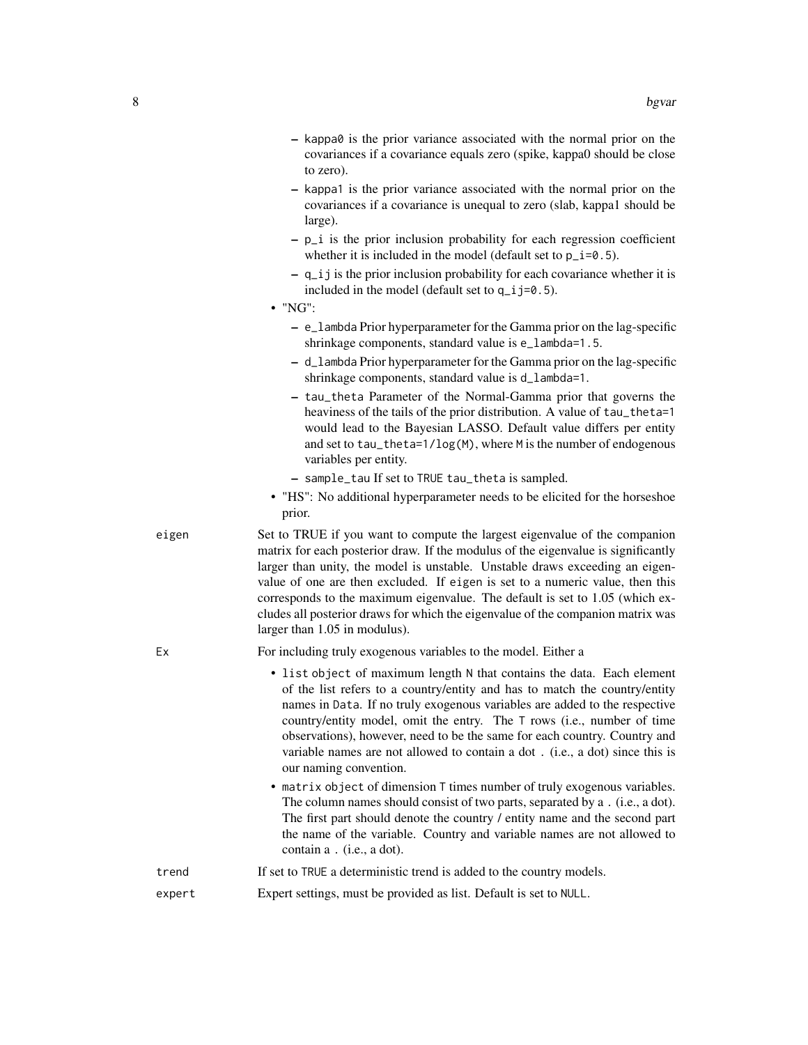- kappa0 is the prior variance associated with the normal prior on the covariances if a covariance equals zero (spike, kappa0 should be close to zero).
- kappa1 is the prior variance associated with the normal prior on the covariances if a covariance is unequal to zero (slab, kappa1 should be large).
- p_i is the prior inclusion probability for each regression coefficient whether it is included in the model (default set to p_i=0.5).
- q_ij is the prior inclusion probability for each covariance whether it is included in the model (default set to q_ij=0.5).

- "NG":
  - e_lambda Prior hyperparameter for the Gamma prior on the lag-specific shrinkage components, standard value is e_lambda=1.5.
  - d_lambda Prior hyperparameter for the Gamma prior on the lag-specific shrinkage components, standard value is d_lambda=1.
  - tau_theta Parameter of the Normal-Gamma prior that governs the heaviness of the tails of the prior distribution. A value of tau_theta=1 would lead to the Bayesian LASSO. Default value differs per entity and set to tau_theta=1/log(M), where M is the number of endogenous variables per entity.
  - sample_tau If set to TRUE tau_theta is sampled.
- "HS": No additional hyperparameter needs to be elicited for the horseshoe prior.

**eigen** Set to TRUE if you want to compute the largest eigenvalue of the companion matrix for each posterior draw. If the modulus of the eigenvalue is significantly larger than unity, the model is unstable. Unstable draws exceeding an eigenvalue of one are then excluded. If eigen is set to a numeric value, then this corresponds to the maximum eigenvalue. The default is set to 1.05 (which excludes all posterior draws for which the eigenvalue of the companion matrix was larger than 1.05 in modulus).

**Ex** For including truly exogenous variables to the model. Either a

- list object of maximum length N that contains the data. Each element of the list refers to a country/entity and has to match the country/entity names in Data. If no truly exogenous variables are added to the respective country/entity model, omit the entry. The T rows (i.e., number of time observations), however, need to be the same for each country. Country and variable names are not allowed to contain a dot . (i.e., a dot) since this is our naming convention.
- matrix object of dimension T times number of truly exogenous variables. The column names should consist of two parts, separated by a . (i.e., a dot). The first part should denote the country / entity name and the second part the name of the variable. Country and variable names are not allowed to contain a . (i.e., a dot).

**trend** If set to TRUE a deterministic trend is added to the country models.

**expert** Expert settings, must be provided as list. Default is set to NULL.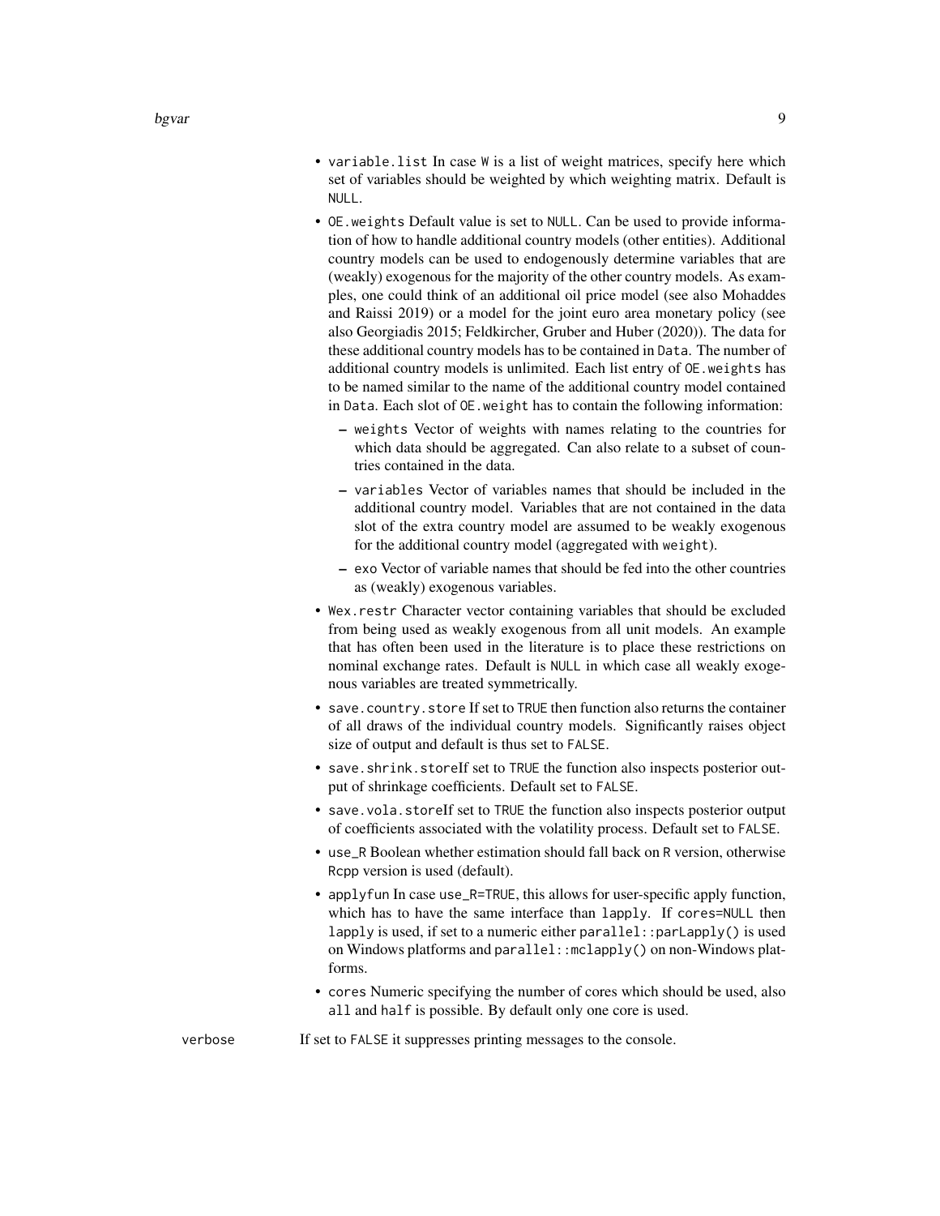- `variable.list` In case `W` is a list of weight matrices, specify here which set of variables should be weighted by which weighting matrix. Default is `NULL`.
- `OE.weights` Default value is set to `NULL`. Can be used to provide information of how to handle additional country models (other entities). Additional country models can be used to endogenously determine variables that are (weakly) exogenous for the majority of the other country models. As examples, one could think of an additional oil price model (see also Mohaddes and Raissi 2019) or a model for the joint euro area monetary policy (see also Georgiadis 2015; Feldkircher, Gruber and Huber (2020)). The data for these additional country models has to be contained in `Data`. The number of additional country models is unlimited. Each list entry of `OE.weights` has to be named similar to the name of the additional country model contained in `Data`. Each slot of `OE.weight` has to contain the following information:
  - `weights` Vector of weights with names relating to the countries for which data should be aggregated. Can also relate to a subset of countries contained in the data.
  - `variables` Vector of variables names that should be included in the additional country model. Variables that are not contained in the data slot of the extra country model are assumed to be weakly exogenous for the additional country model (aggregated with `weight`).
  - `exo` Vector of variable names that should be fed into the other countries as (weakly) exogenous variables.
- `Wex.restr` Character vector containing variables that should be excluded from being used as weakly exogenous from all unit models. An example that has often been used in the literature is to place these restrictions on nominal exchange rates. Default is `NULL` in which case all weakly exogenous variables are treated symmetrically.
- `save.country.store` If set to `TRUE` then function also returns the container of all draws of the individual country models. Significantly raises object size of output and default is thus set to `FALSE`.
- `save.shrink.store`If set to `TRUE` the function also inspects posterior output of shrinkage coefficients. Default set to `FALSE`.
- `save.vola.store`If set to `TRUE` the function also inspects posterior output of coefficients associated with the volatility process. Default set to `FALSE`.
- `use_R` Boolean whether estimation should fall back on `R` version, otherwise `Rcpp` version is used (default).
- `applyfun` In case `use_R=TRUE`, this allows for user-specific apply function, which has to have the same interface than `lapply`. If `cores=NULL` then `lapply` is used, if set to a numeric either `parallel::parLapply()` is used on Windows platforms and `parallel::mclapply()` on non-Windows platforms.
- `cores` Numeric specifying the number of cores which should be used, also `all` and `half` is possible. By default only one core is used.

`verbose` If set to `FALSE` it suppresses printing messages to the console.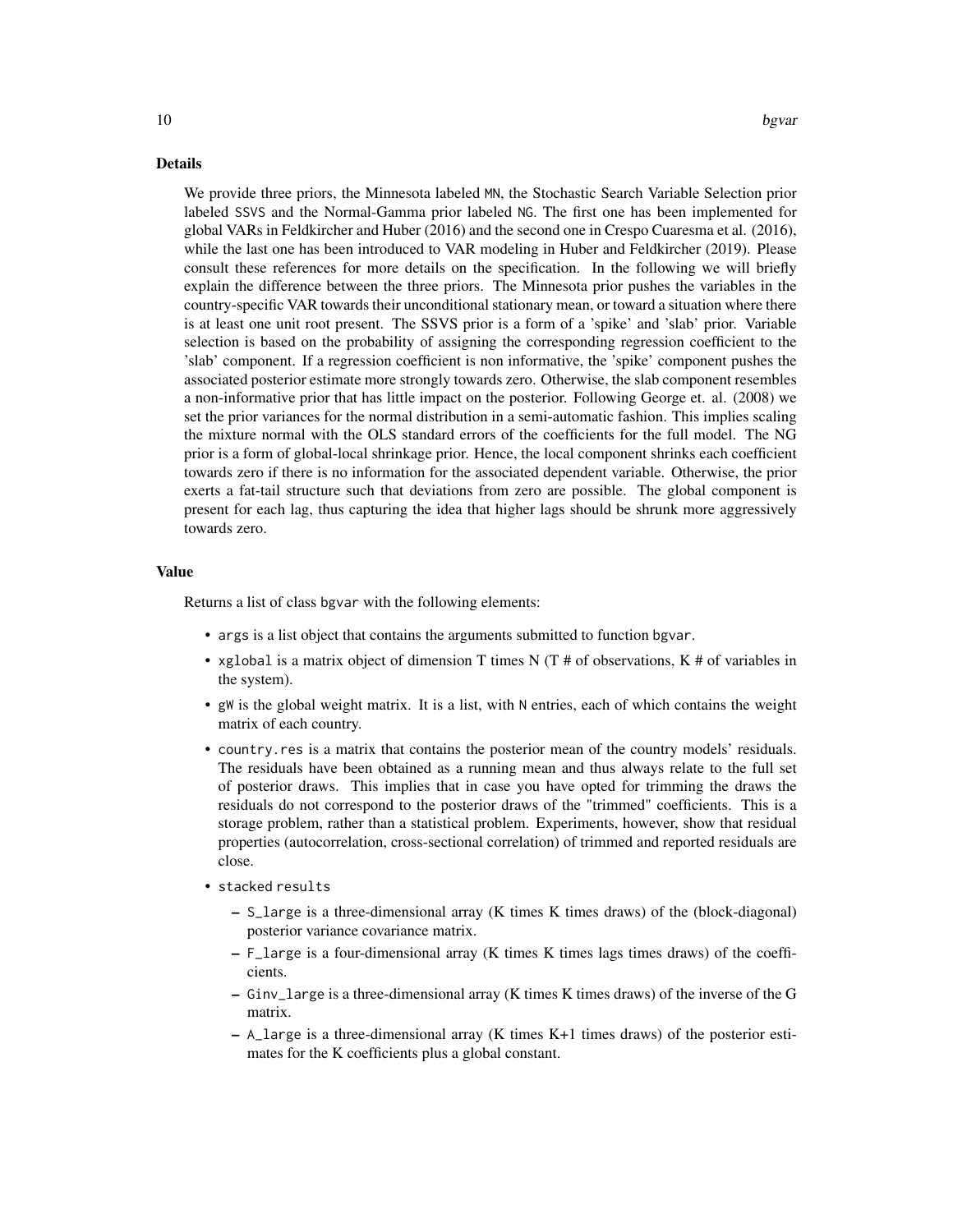## Details

We provide three priors, the Minnesota labeled `MN`, the Stochastic Search Variable Selection prior labeled `SSVS` and the Normal-Gamma prior labeled `NG`. The first one has been implemented for global VARs in Feldkircher and Huber (2016) and the second one in Crespo Cuaresma et al. (2016), while the last one has been introduced to VAR modeling in Huber and Feldkircher (2019). Please consult these references for more details on the specification. In the following we will briefly explain the difference between the three priors. The Minnesota prior pushes the variables in the country-specific VAR towards their unconditional stationary mean, or toward a situation where there is at least one unit root present. The SSVS prior is a form of a 'spike' and 'slab' prior. Variable selection is based on the probability of assigning the corresponding regression coefficient to the 'slab' component. If a regression coefficient is non informative, the 'spike' component pushes the associated posterior estimate more strongly towards zero. Otherwise, the slab component resembles a non-informative prior that has little impact on the posterior. Following George et. al. (2008) we set the prior variances for the normal distribution in a semi-automatic fashion. This implies scaling the mixture normal with the OLS standard errors of the coefficients for the full model. The NG prior is a form of global-local shrinkage prior. Hence, the local component shrinks each coefficient towards zero if there is no information for the associated dependent variable. Otherwise, the prior exerts a fat-tail structure such that deviations from zero are possible. The global component is present for each lag, thus capturing the idea that higher lags should be shrunk more aggressively towards zero.

## Value

Returns a list of class `bgvar` with the following elements:

- `args` is a list object that contains the arguments submitted to function `bgvar`.
- `xglobal` is a matrix object of dimension T times N (T # of observations, K # of variables in the system).
- `gW` is the global weight matrix. It is a list, with `N` entries, each of which contains the weight matrix of each country.
- `country.res` is a matrix that contains the posterior mean of the country models' residuals. The residuals have been obtained as a running mean and thus always relate to the full set of posterior draws. This implies that in case you have opted for trimming the draws the residuals do not correspond to the posterior draws of the "trimmed" coefficients. This is a storage problem, rather than a statistical problem. Experiments, however, show that residual properties (autocorrelation, cross-sectional correlation) of trimmed and reported residuals are close.
- `stacked results`
  - `S_large` is a three-dimensional array (K times K times draws) of the (block-diagonal) posterior variance covariance matrix.
  - `F_large` is a four-dimensional array (K times K times lags times draws) of the coefficients.
  - `Ginv_large` is a three-dimensional array (K times K times draws) of the inverse of the G matrix.
  - `A_large` is a three-dimensional array (K times K+1 times draws) of the posterior estimates for the K coefficients plus a global constant.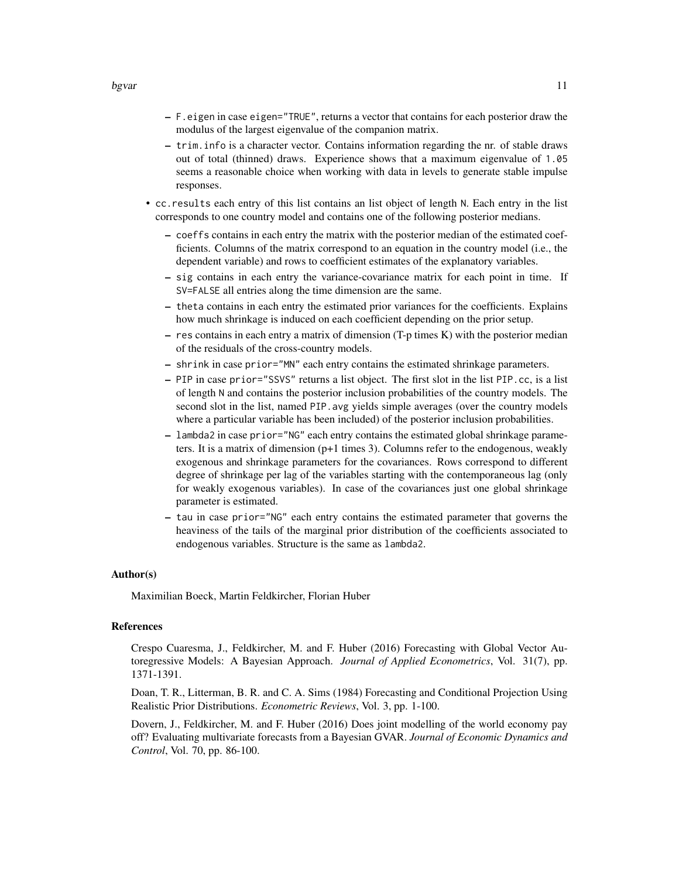- F.eigen in case eigen="TRUE", returns a vector that contains for each posterior draw the modulus of the largest eigenvalue of the companion matrix.
  - trim.info is a character vector. Contains information regarding the nr. of stable draws out of total (thinned) draws. Experience shows that a maximum eigenvalue of 1.05 seems a reasonable choice when working with data in levels to generate stable impulse responses.
- cc.results each entry of this list contains an list object of length N. Each entry in the list corresponds to one country model and contains one of the following posterior medians.
  - coeffs contains in each entry the matrix with the posterior median of the estimated coefficients. Columns of the matrix correspond to an equation in the country model (i.e., the dependent variable) and rows to coefficient estimates of the explanatory variables.
  - sig contains in each entry the variance-covariance matrix for each point in time. If SV=FALSE all entries along the time dimension are the same.
  - theta contains in each entry the estimated prior variances for the coefficients. Explains how much shrinkage is induced on each coefficient depending on the prior setup.
  - res contains in each entry a matrix of dimension (T-p times K) with the posterior median of the residuals of the cross-country models.
  - shrink in case prior="MN" each entry contains the estimated shrinkage parameters.
  - PIP in case prior="SSVS" returns a list object. The first slot in the list PIP.cc, is a list of length N and contains the posterior inclusion probabilities of the country models. The second slot in the list, named PIP.avg yields simple averages (over the country models where a particular variable has been included) of the posterior inclusion probabilities.
  - lambda2 in case prior="NG" each entry contains the estimated global shrinkage parameters. It is a matrix of dimension (p+1 times 3). Columns refer to the endogenous, weakly exogenous and shrinkage parameters for the covariances. Rows correspond to different degree of shrinkage per lag of the variables starting with the contemporaneous lag (only for weakly exogenous variables). In case of the covariances just one global shrinkage parameter is estimated.
  - tau in case prior="NG" each entry contains the estimated parameter that governs the heaviness of the tails of the marginal prior distribution of the coefficients associated to endogenous variables. Structure is the same as lambda2.

## Author(s)

Maximilian Boeck, Martin Feldkircher, Florian Huber

## References

Crespo Cuaresma, J., Feldkircher, M. and F. Huber (2016) Forecasting with Global Vector Autoregressive Models: A Bayesian Approach. *Journal of Applied Econometrics*, Vol. 31(7), pp. 1371-1391.

Doan, T. R., Litterman, B. R. and C. A. Sims (1984) Forecasting and Conditional Projection Using Realistic Prior Distributions. *Econometric Reviews*, Vol. 3, pp. 1-100.

Dovern, J., Feldkircher, M. and F. Huber (2016) Does joint modelling of the world economy pay off? Evaluating multivariate forecasts from a Bayesian GVAR. *Journal of Economic Dynamics and Control*, Vol. 70, pp. 86-100.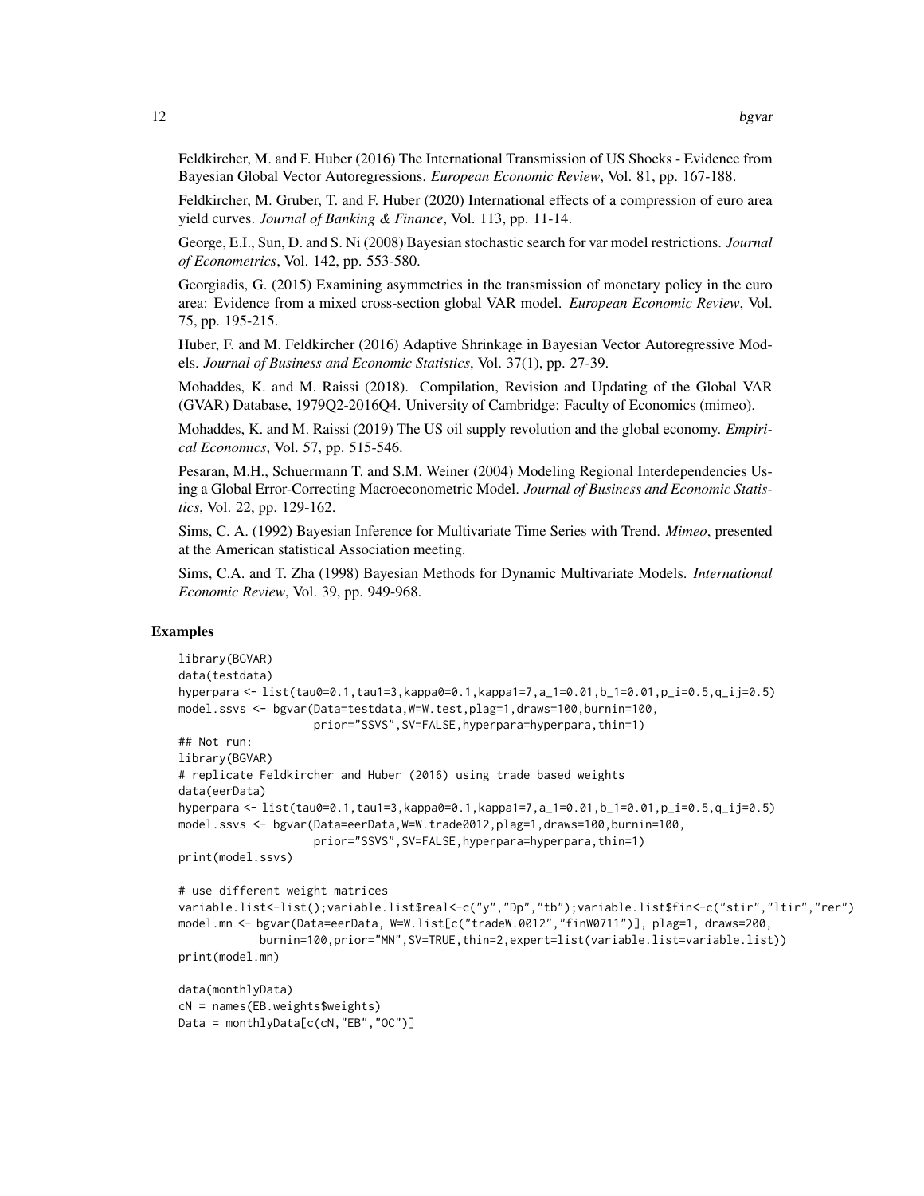Feldkircher, M. and F. Huber (2016) The International Transmission of US Shocks - Evidence from Bayesian Global Vector Autoregressions. *European Economic Review*, Vol. 81, pp. 167-188.

Feldkircher, M. Gruber, T. and F. Huber (2020) International effects of a compression of euro area yield curves. *Journal of Banking & Finance*, Vol. 113, pp. 11-14.

George, E.I., Sun, D. and S. Ni (2008) Bayesian stochastic search for var model restrictions. *Journal of Econometrics*, Vol. 142, pp. 553-580.

Georgiadis, G. (2015) Examining asymmetries in the transmission of monetary policy in the euro area: Evidence from a mixed cross-section global VAR model. *European Economic Review*, Vol. 75, pp. 195-215.

Huber, F. and M. Feldkircher (2016) Adaptive Shrinkage in Bayesian Vector Autoregressive Models. *Journal of Business and Economic Statistics*, Vol. 37(1), pp. 27-39.

Mohaddes, K. and M. Raissi (2018). Compilation, Revision and Updating of the Global VAR (GVAR) Database, 1979Q2-2016Q4. University of Cambridge: Faculty of Economics (mimeo).

Mohaddes, K. and M. Raissi (2019) The US oil supply revolution and the global economy. *Empirical Economics*, Vol. 57, pp. 515-546.

Pesaran, M.H., Schuermann T. and S.M. Weiner (2004) Modeling Regional Interdependencies Using a Global Error-Correcting Macroeconometric Model. *Journal of Business and Economic Statistics*, Vol. 22, pp. 129-162.

Sims, C. A. (1992) Bayesian Inference for Multivariate Time Series with Trend. *Mimeo*, presented at the American statistical Association meeting.

Sims, C.A. and T. Zha (1998) Bayesian Methods for Dynamic Multivariate Models. *International Economic Review*, Vol. 39, pp. 949-968.

## Examples

```
library(BGVAR)
data(testdata)
hyperpara <- list(tau0=0.1,tau1=3,kappa0=0.1,kappa1=7,a_1=0.01,b_1=0.01,p_i=0.5,q_ij=0.5)
model.ssvs <- bgvar(Data=testdata,W=W.test,plag=1,draws=100,burnin=100,
                    prior="SSVS",SV=FALSE,hyperpara=hyperpara,thin=1)
## Not run:
library(BGVAR)
# replicate Feldkircher and Huber (2016) using trade based weights
data(eerData)
hyperpara <- list(tau0=0.1,tau1=3,kappa0=0.1,kappa1=7,a_1=0.01,b_1=0.01,p_i=0.5,q_ij=0.5)
model.ssvs <- bgvar(Data=eerData,W=W.trade0012,plag=1,draws=100,burnin=100,
                    prior="SSVS",SV=FALSE,hyperpara=hyperpara,thin=1)
print(model.ssvs)

# use different weight matrices
variable.list<-list();variable.list$real<-c("y","Dp","tb");variable.list$fin<-c("stir","ltir","rer")
model.mn <- bgvar(Data=eerData, W=W.list[c("tradeW.0012","finW0711")], plag=1, draws=200,
           burnin=100,prior="MN",SV=TRUE,thin=2,expert=list(variable.list=variable.list))
print(model.mn)

data(monthlyData)
cN = names(EB.weights$weights)
Data = monthlyData[c(cN,"EB","OC")]
```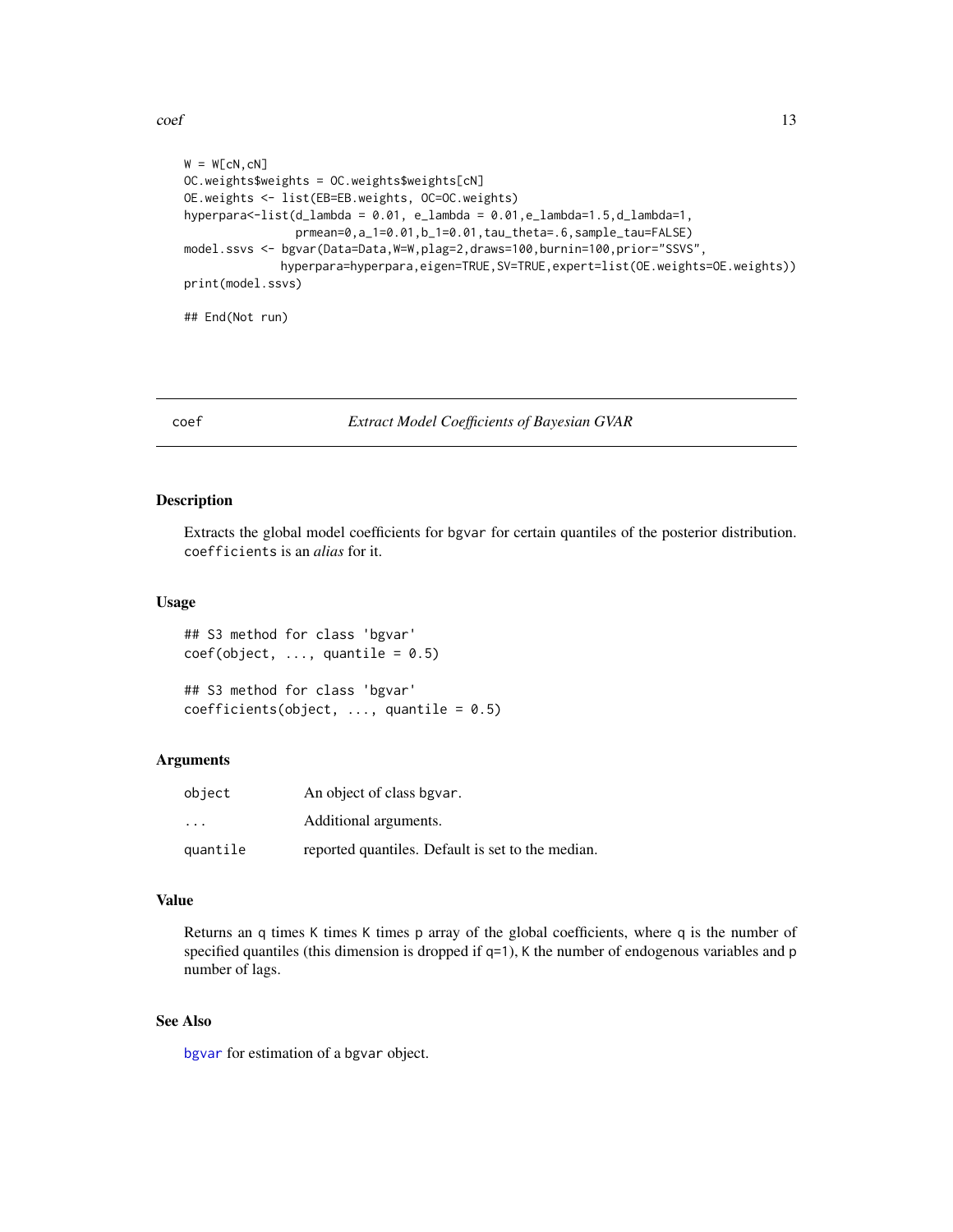```
W = W[cN,cN]
OC.weights$weights = OC.weights$weights[cN]
OE.weights <- list(EB=EB.weights, OC=OC.weights)
hyperpara<-list(d_lambda = 0.01, e_lambda = 0.01,e_lambda=1.5,d_lambda=1,
                prmean=0,a_1=0.01,b_1=0.01,tau_theta=.6,sample_tau=FALSE)
model.ssvs <- bgvar(Data=Data,W=W,plag=2,draws=100,burnin=100,prior="SSVS",
              hyperpara=hyperpara,eigen=TRUE,SV=TRUE,expert=list(OE.weights=OE.weights))
print(model.ssvs)

## End(Not run)
```

## coef — *Extract Model Coefficients of Bayesian GVAR*

### Description

Extracts the global model coefficients for bgvar for certain quantiles of the posterior distribution. coefficients is an *alias* for it.

### Usage

```
## S3 method for class 'bgvar'
coef(object, ..., quantile = 0.5)

## S3 method for class 'bgvar'
coefficients(object, ..., quantile = 0.5)
```

### Arguments

| | |
|---|---|
| object | An object of class bgvar. |
| ... | Additional arguments. |
| quantile | reported quantiles. Default is set to the median. |

### Value

Returns an q times K times K times p array of the global coefficients, where q is the number of specified quantiles (this dimension is dropped if q=1), K the number of endogenous variables and p number of lags.

### See Also

bgvar for estimation of a bgvar object.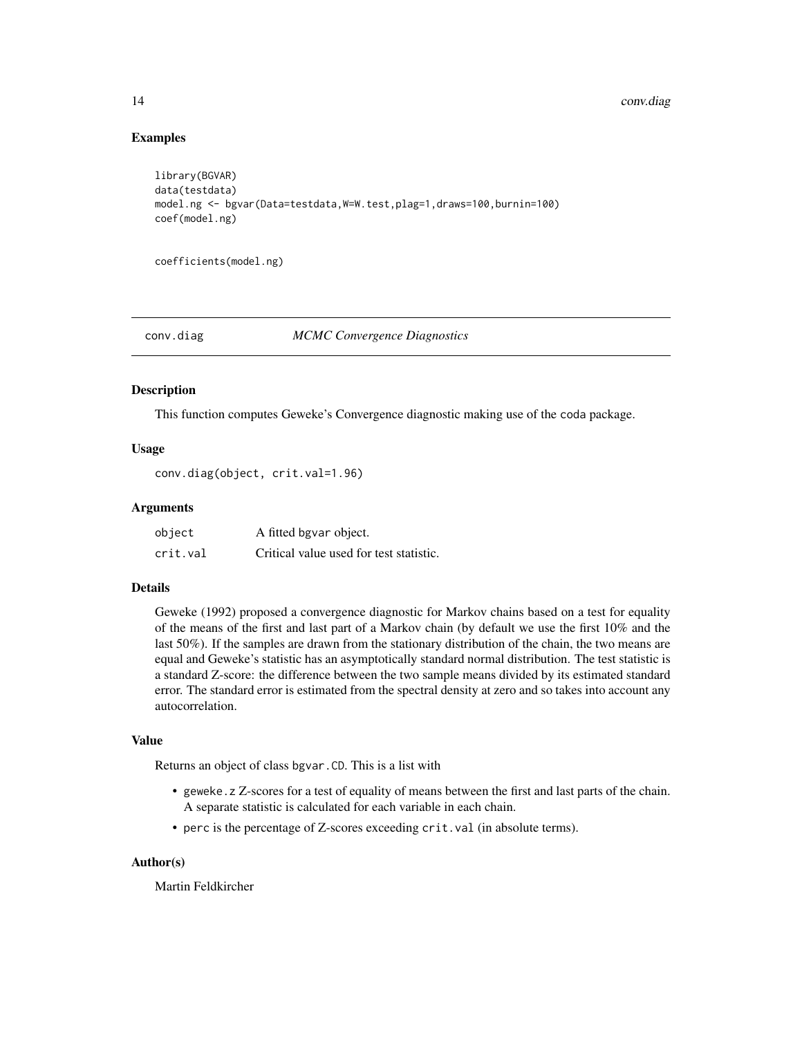## Examples

```
library(BGVAR)
data(testdata)
model.ng <- bgvar(Data=testdata,W=W.test,plag=1,draws=100,burnin=100)
coef(model.ng)


coefficients(model.ng)
```

---

# conv.diag *MCMC Convergence Diagnostics*

---

## Description

This function computes Geweke's Convergence diagnostic making use of the coda package.

## Usage

```
conv.diag(object, crit.val=1.96)
```

## Arguments

| | |
|---|---|
| object | A fitted bgvar object. |
| crit.val | Critical value used for test statistic. |

## Details

Geweke (1992) proposed a convergence diagnostic for Markov chains based on a test for equality of the means of the first and last part of a Markov chain (by default we use the first 10% and the last 50%). If the samples are drawn from the stationary distribution of the chain, the two means are equal and Geweke's statistic has an asymptotically standard normal distribution. The test statistic is a standard Z-score: the difference between the two sample means divided by its estimated standard error. The standard error is estimated from the spectral density at zero and so takes into account any autocorrelation.

## Value

Returns an object of class bgvar.CD. This is a list with

- geweke.z Z-scores for a test of equality of means between the first and last parts of the chain. A separate statistic is calculated for each variable in each chain.
- perc is the percentage of Z-scores exceeding crit.val (in absolute terms).

## Author(s)

Martin Feldkircher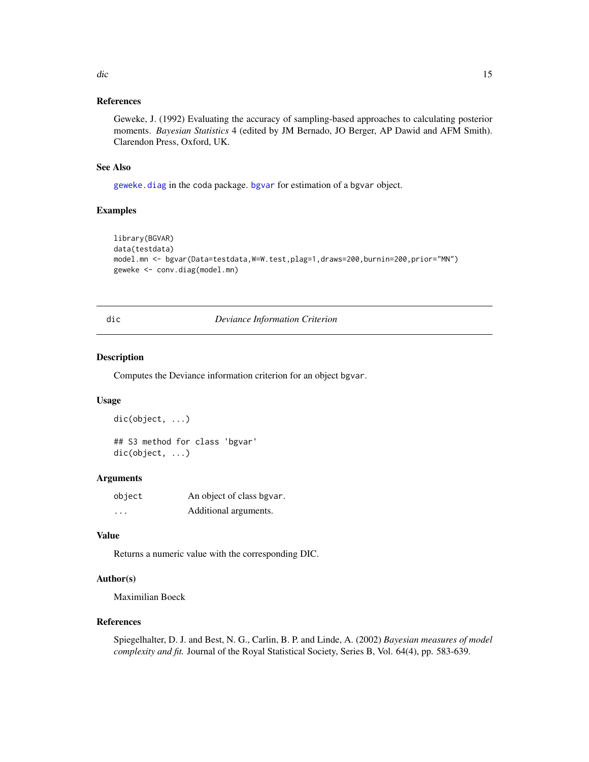## References

Geweke, J. (1992) Evaluating the accuracy of sampling-based approaches to calculating posterior moments. *Bayesian Statistics* 4 (edited by JM Bernado, JO Berger, AP Dawid and AFM Smith). Clarendon Press, Oxford, UK.

## See Also

`geweke.diag` in the coda package. `bgvar` for estimation of a `bgvar` object.

## Examples

```
library(BGVAR)
data(testdata)
model.mn <- bgvar(Data=testdata,W=W.test,plag=1,draws=200,burnin=200,prior="MN")
geweke <- conv.diag(model.mn)
```

---

# dic — *Deviance Information Criterion*

## Description

Computes the Deviance information criterion for an object `bgvar`.

## Usage

```
dic(object, ...)

## S3 method for class 'bgvar'
dic(object, ...)
```

## Arguments

| | |
|---|---|
| object | An object of class `bgvar`. |
| ... | Additional arguments. |

## Value

Returns a numeric value with the corresponding DIC.

## Author(s)

Maximilian Boeck

## References

Spiegelhalter, D. J. and Best, N. G., Carlin, B. P. and Linde, A. (2002) *Bayesian measures of model complexity and fit.* Journal of the Royal Statistical Society, Series B, Vol. 64(4), pp. 583-639.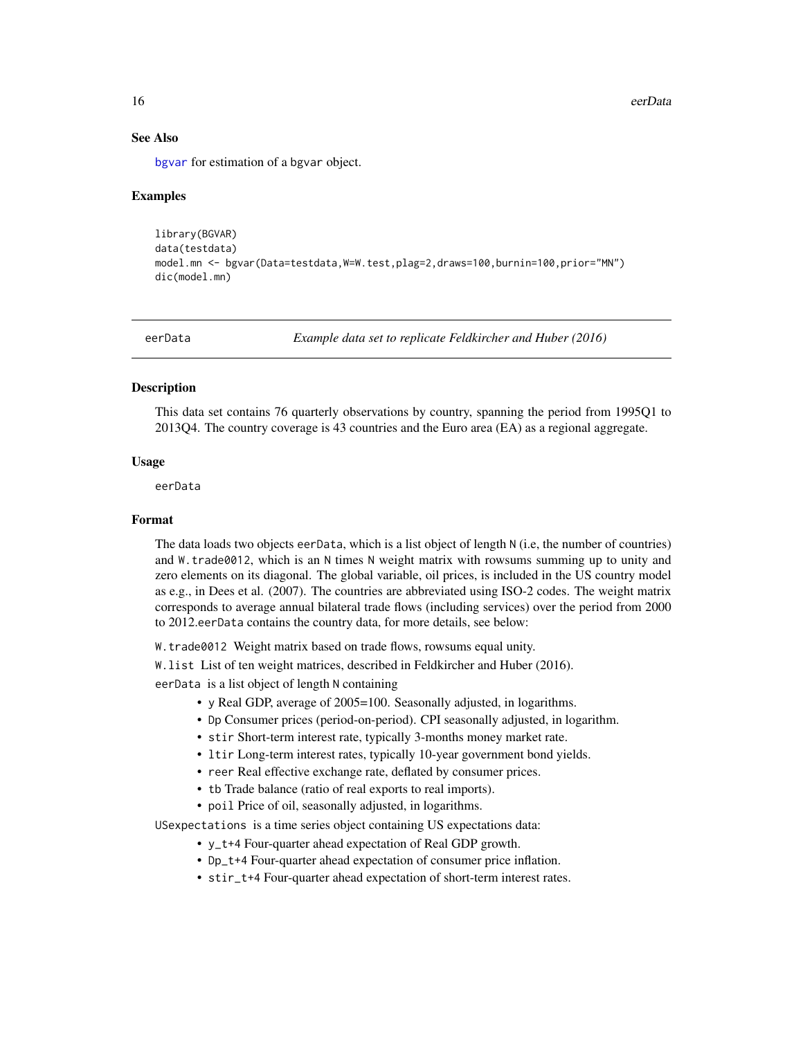## See Also

bgvar for estimation of a bgvar object.

## Examples

```
library(BGVAR)
data(testdata)
model.mn <- bgvar(Data=testdata,W=W.test,plag=2,draws=100,burnin=100,prior="MN")
dic(model.mn)
```

---

# eerData *Example data set to replicate Feldkircher and Huber (2016)*

## Description

This data set contains 76 quarterly observations by country, spanning the period from 1995Q1 to 2013Q4. The country coverage is 43 countries and the Euro area (EA) as a regional aggregate.

## Usage

```
eerData
```

## Format

The data loads two objects eerData, which is a list object of length N (i.e, the number of countries) and W.trade0012, which is an N times N weight matrix with rowsums summing up to unity and zero elements on its diagonal. The global variable, oil prices, is included in the US country model as e.g., in Dees et al. (2007). The countries are abbreviated using ISO-2 codes. The weight matrix corresponds to average annual bilateral trade flows (including services) over the period from 2000 to 2012.eerData contains the country data, for more details, see below:

W.trade0012 Weight matrix based on trade flows, rowsums equal unity.

W.list List of ten weight matrices, described in Feldkircher and Huber (2016).

eerData is a list object of length N containing

- y Real GDP, average of 2005=100. Seasonally adjusted, in logarithms.
- Dp Consumer prices (period-on-period). CPI seasonally adjusted, in logarithm.
- stir Short-term interest rate, typically 3-months money market rate.
- ltir Long-term interest rates, typically 10-year government bond yields.
- reer Real effective exchange rate, deflated by consumer prices.
- tb Trade balance (ratio of real exports to real imports).
- poil Price of oil, seasonally adjusted, in logarithms.

USexpectations is a time series object containing US expectations data:

- y_t+4 Four-quarter ahead expectation of Real GDP growth.
- Dp_t+4 Four-quarter ahead expectation of consumer price inflation.
- stir_t+4 Four-quarter ahead expectation of short-term interest rates.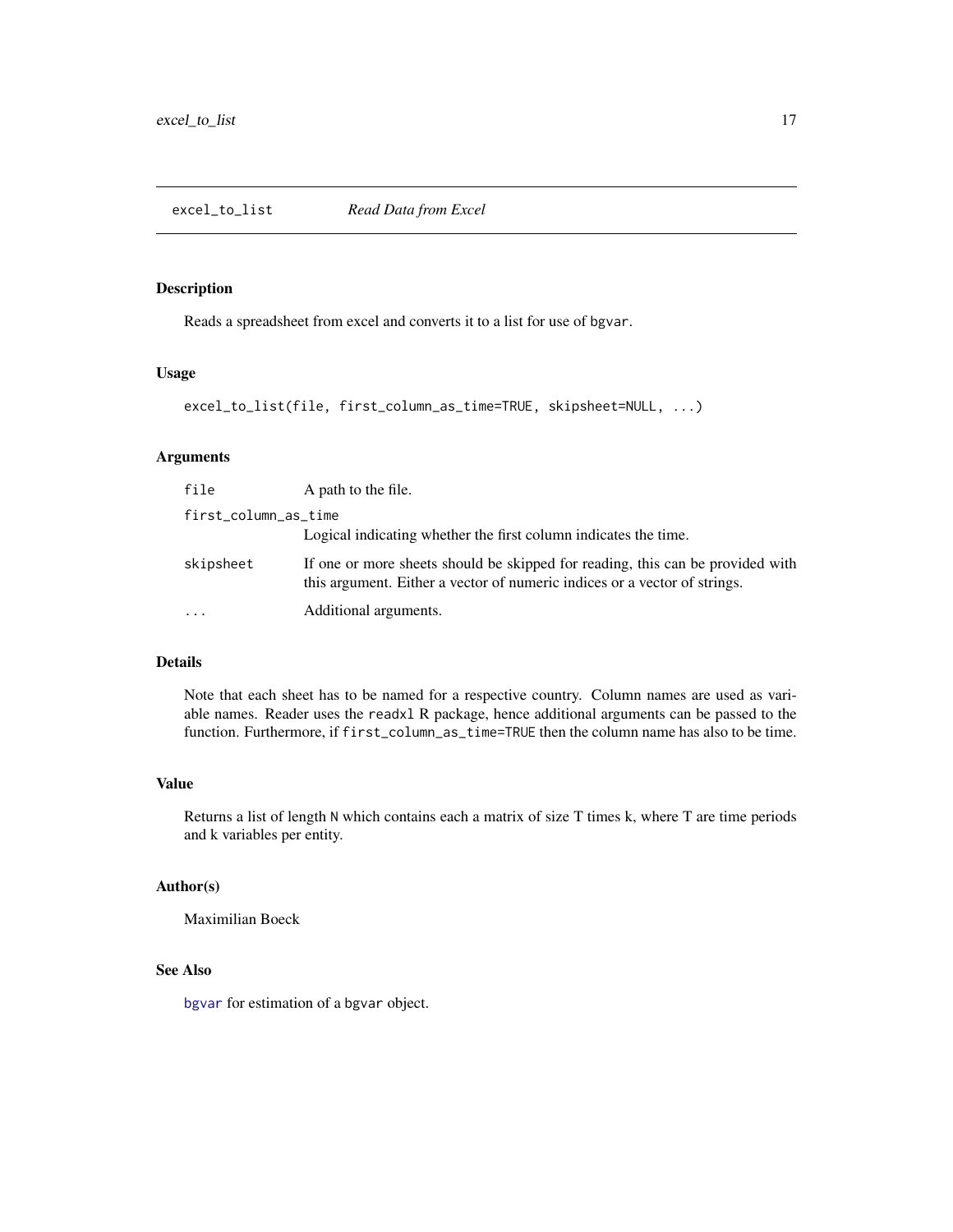# excel_to_list — *Read Data from Excel*

## Description

Reads a spreadsheet from excel and converts it to a list for use of `bgvar`.

## Usage

```
excel_to_list(file, first_column_as_time=TRUE, skipsheet=NULL, ...)
```

## Arguments

| Argument | Description |
| --- | --- |
| `file` | A path to the file. |
| `first_column_as_time` | Logical indicating whether the first column indicates the time. |
| `skipsheet` | If one or more sheets should be skipped for reading, this can be provided with this argument. Either a vector of numeric indices or a vector of strings. |
| `...` | Additional arguments. |

## Details

Note that each sheet has to be named for a respective country. Column names are used as variable names. Reader uses the `readxl` R package, hence additional arguments can be passed to the function. Furthermore, if `first_column_as_time=TRUE` then the column name has also to be time.

## Value

Returns a list of length `N` which contains each a matrix of size T times k, where T are time periods and k variables per entity.

## Author(s)

Maximilian Boeck

## See Also

`bgvar` for estimation of a `bgvar` object.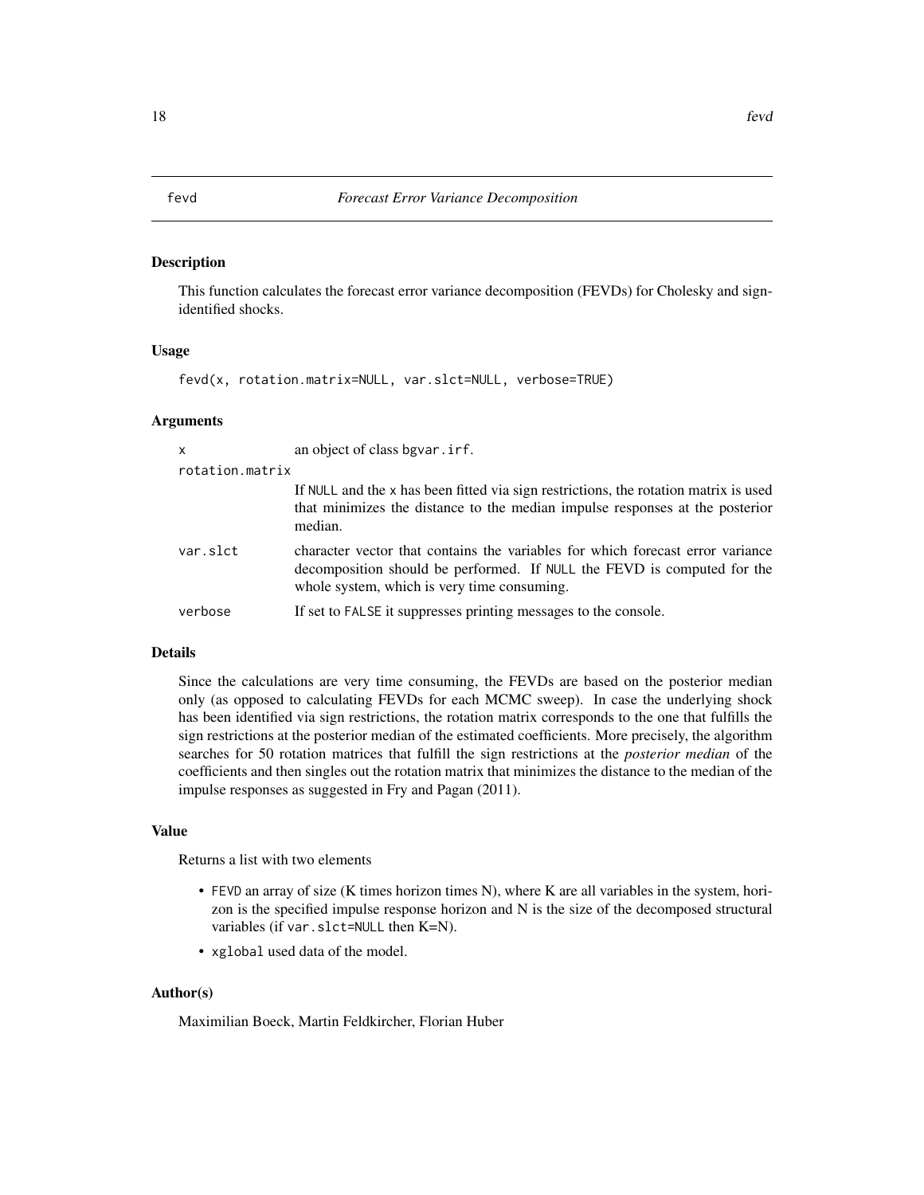## fevd — *Forecast Error Variance Decomposition*

### Description

This function calculates the forecast error variance decomposition (FEVDs) for Cholesky and sign-identified shocks.

### Usage

```
fevd(x, rotation.matrix=NULL, var.slct=NULL, verbose=TRUE)
```

### Arguments

| | |
|---|---|
| `x` | an object of class `bgvar.irf`. |
| `rotation.matrix` | If `NULL` and the `x` has been fitted via sign restrictions, the rotation matrix is used that minimizes the distance to the median impulse responses at the posterior median. |
| `var.slct` | character vector that contains the variables for which forecast error variance decomposition should be performed. If `NULL` the FEVD is computed for the whole system, which is very time consuming. |
| `verbose` | If set to `FALSE` it suppresses printing messages to the console. |

### Details

Since the calculations are very time consuming, the FEVDs are based on the posterior median only (as opposed to calculating FEVDs for each MCMC sweep). In case the underlying shock has been identified via sign restrictions, the rotation matrix corresponds to the one that fulfills the sign restrictions at the posterior median of the estimated coefficients. More precisely, the algorithm searches for 50 rotation matrices that fulfill the sign restrictions at the *posterior median* of the coefficients and then singles out the rotation matrix that minimizes the distance to the median of the impulse responses as suggested in Fry and Pagan (2011).

### Value

Returns a list with two elements

- `FEVD` an array of size (K times horizon times N), where K are all variables in the system, horizon is the specified impulse response horizon and N is the size of the decomposed structural variables (if `var.slct=NULL` then K=N).
- `xglobal` used data of the model.

### Author(s)

Maximilian Boeck, Martin Feldkircher, Florian Huber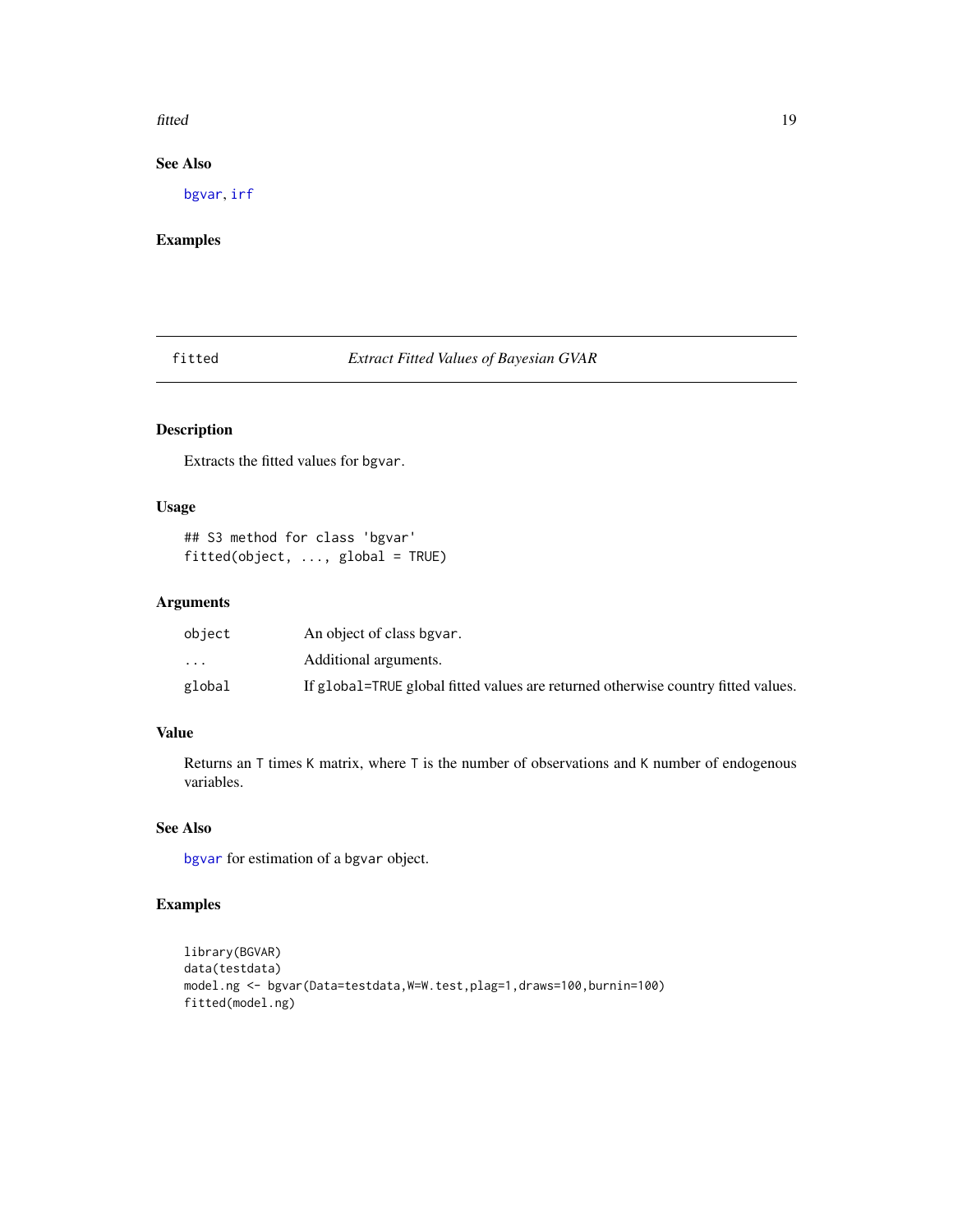### See Also

bgvar, irf

### Examples

## fitted — *Extract Fitted Values of Bayesian GVAR*

### Description

Extracts the fitted values for bgvar.

### Usage

```
## S3 method for class 'bgvar'
fitted(object, ..., global = TRUE)
```

### Arguments

| | |
|---|---|
| object | An object of class bgvar. |
| ... | Additional arguments. |
| global | If global=TRUE global fitted values are returned otherwise country fitted values. |

### Value

Returns an T times K matrix, where T is the number of observations and K number of endogenous variables.

### See Also

bgvar for estimation of a bgvar object.

### Examples

```
library(BGVAR)
data(testdata)
model.ng <- bgvar(Data=testdata,W=W.test,plag=1,draws=100,burnin=100)
fitted(model.ng)
```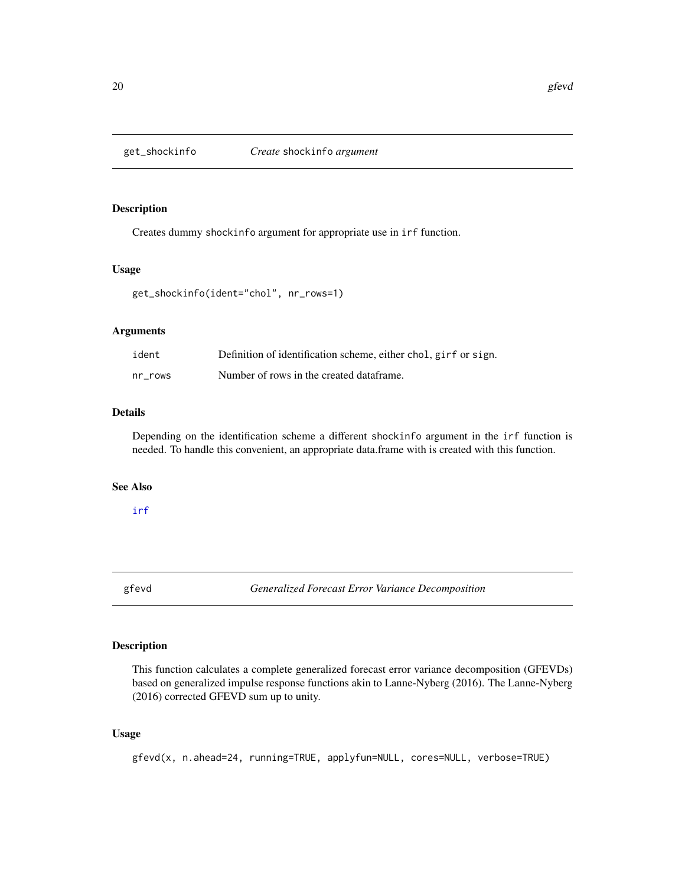## get_shockinfo    *Create* shockinfo *argument*

### Description

Creates dummy `shockinfo` argument for appropriate use in `irf` function.

### Usage

```
get_shockinfo(ident="chol", nr_rows=1)
```

### Arguments

| | |
|---|---|
| ident | Definition of identification scheme, either `chol`, `girf` or `sign`. |
| nr_rows | Number of rows in the created dataframe. |

### Details

Depending on the identification scheme a different `shockinfo` argument in the `irf` function is needed. To handle this convenient, an appropriate data.frame with is created with this function.

### See Also

irf

## gfevd    *Generalized Forecast Error Variance Decomposition*

### Description

This function calculates a complete generalized forecast error variance decomposition (GFEVDs) based on generalized impulse response functions akin to Lanne-Nyberg (2016). The Lanne-Nyberg (2016) corrected GFEVD sum up to unity.

### Usage

```
gfevd(x, n.ahead=24, running=TRUE, applyfun=NULL, cores=NULL, verbose=TRUE)
```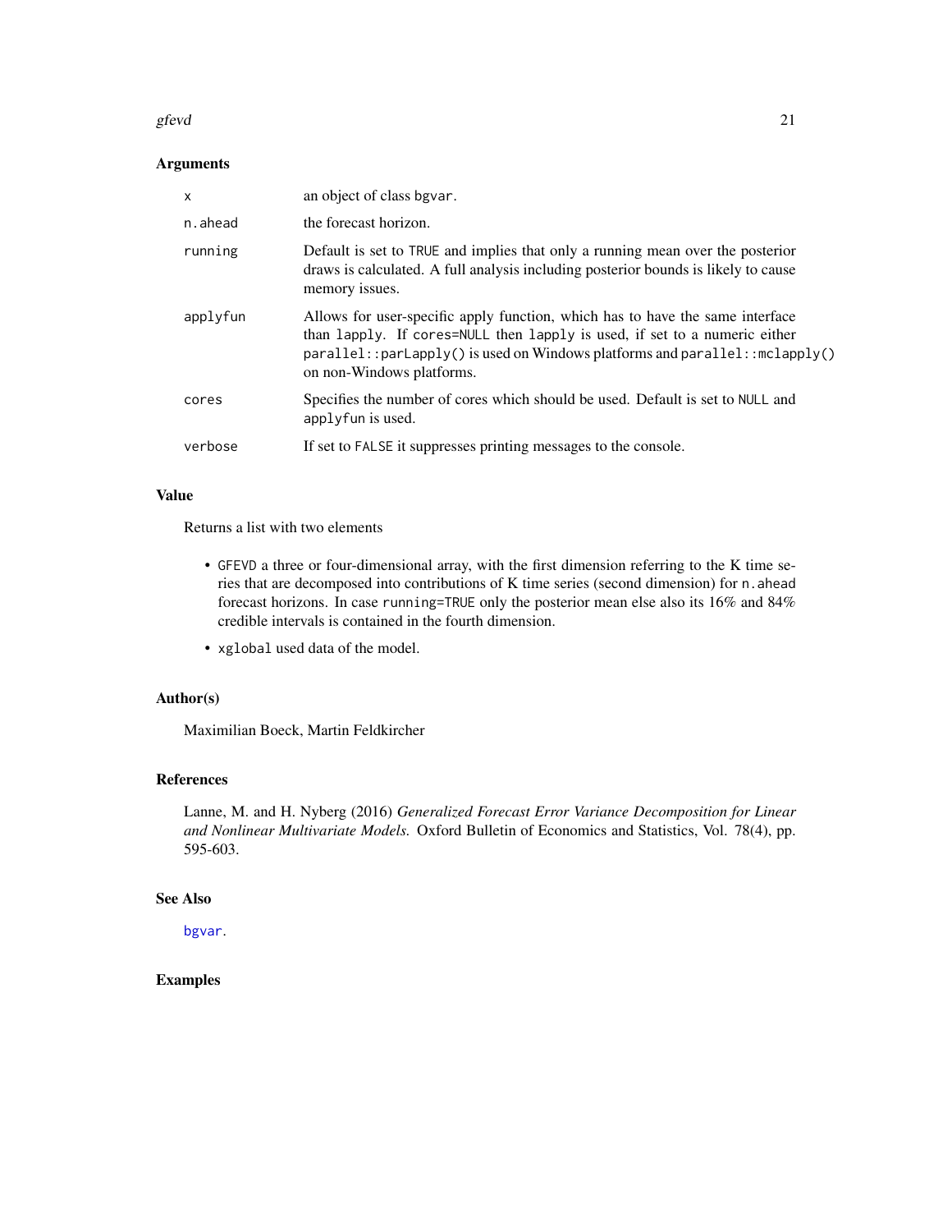## Arguments

| | |
|---|---|
| `x` | an object of class `bgvar`. |
| `n.ahead` | the forecast horizon. |
| `running` | Default is set to `TRUE` and implies that only a running mean over the posterior draws is calculated. A full analysis including posterior bounds is likely to cause memory issues. |
| `applyfun` | Allows for user-specific apply function, which has to have the same interface than `lapply`. If `cores=NULL` then `lapply` is used, if set to a numeric either `parallel::parLapply()` is used on Windows platforms and `parallel::mclapply()` on non-Windows platforms. |
| `cores` | Specifies the number of cores which should be used. Default is set to `NULL` and `applyfun` is used. |
| `verbose` | If set to `FALSE` it suppresses printing messages to the console. |

## Value

Returns a list with two elements

- `GFEVD` a three or four-dimensional array, with the first dimension referring to the K time series that are decomposed into contributions of K time series (second dimension) for `n.ahead` forecast horizons. In case `running=TRUE` only the posterior mean else also its 16% and 84% credible intervals is contained in the fourth dimension.
- `xglobal` used data of the model.

## Author(s)

Maximilian Boeck, Martin Feldkircher

## References

Lanne, M. and H. Nyberg (2016) *Generalized Forecast Error Variance Decomposition for Linear and Nonlinear Multivariate Models.* Oxford Bulletin of Economics and Statistics, Vol. 78(4), pp. 595-603.

## See Also

`bgvar`.

## Examples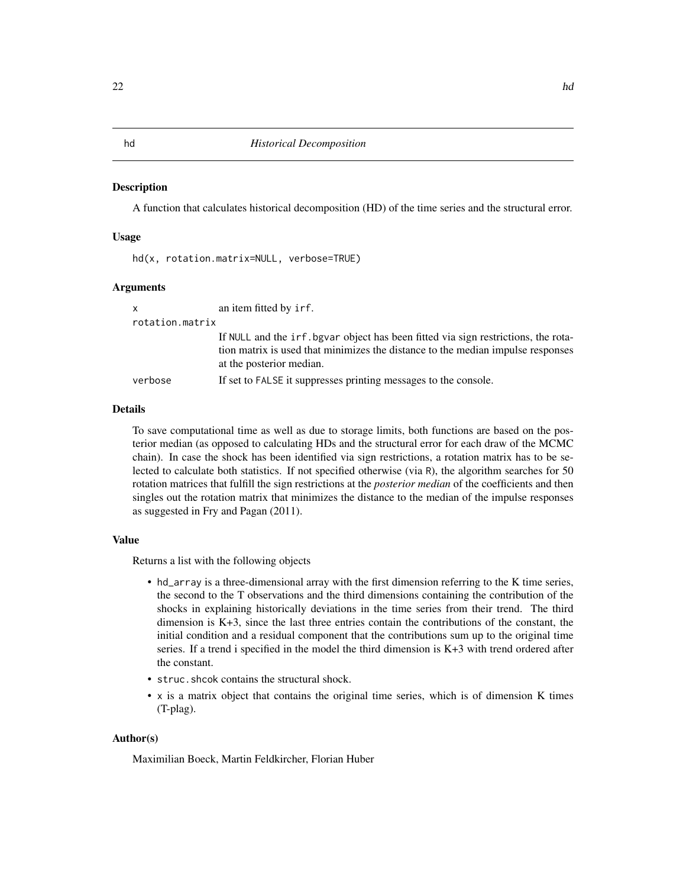# hd — Historical Decomposition

## Description

A function that calculates historical decomposition (HD) of the time series and the structural error.

## Usage

```
hd(x, rotation.matrix=NULL, verbose=TRUE)
```

## Arguments

- `x` — an item fitted by `irf`.
- `rotation.matrix` — If `NULL` and the `irf.bgvar` object has been fitted via sign restrictions, the rotation matrix is used that minimizes the distance to the median impulse responses at the posterior median.
- `verbose` — If set to `FALSE` it suppresses printing messages to the console.

## Details

To save computational time as well as due to storage limits, both functions are based on the posterior median (as opposed to calculating HDs and the structural error for each draw of the MCMC chain). In case the shock has been identified via sign restrictions, a rotation matrix has to be selected to calculate both statistics. If not specified otherwise (via `R`), the algorithm searches for 50 rotation matrices that fulfill the sign restrictions at the *posterior median* of the coefficients and then singles out the rotation matrix that minimizes the distance to the median of the impulse responses as suggested in Fry and Pagan (2011).

## Value

Returns a list with the following objects

- `hd_array` is a three-dimensional array with the first dimension referring to the K time series, the second to the T observations and the third dimensions containing the contribution of the shocks in explaining historically deviations in the time series from their trend. The third dimension is K+3, since the last three entries contain the contributions of the constant, the initial condition and a residual component that the contributions sum up to the original time series. If a trend i specified in the model the third dimension is K+3 with trend ordered after the constant.
- `struc.shcok` contains the structural shock.
- `x` is a matrix object that contains the original time series, which is of dimension K times (T-plag).

## Author(s)

Maximilian Boeck, Martin Feldkircher, Florian Huber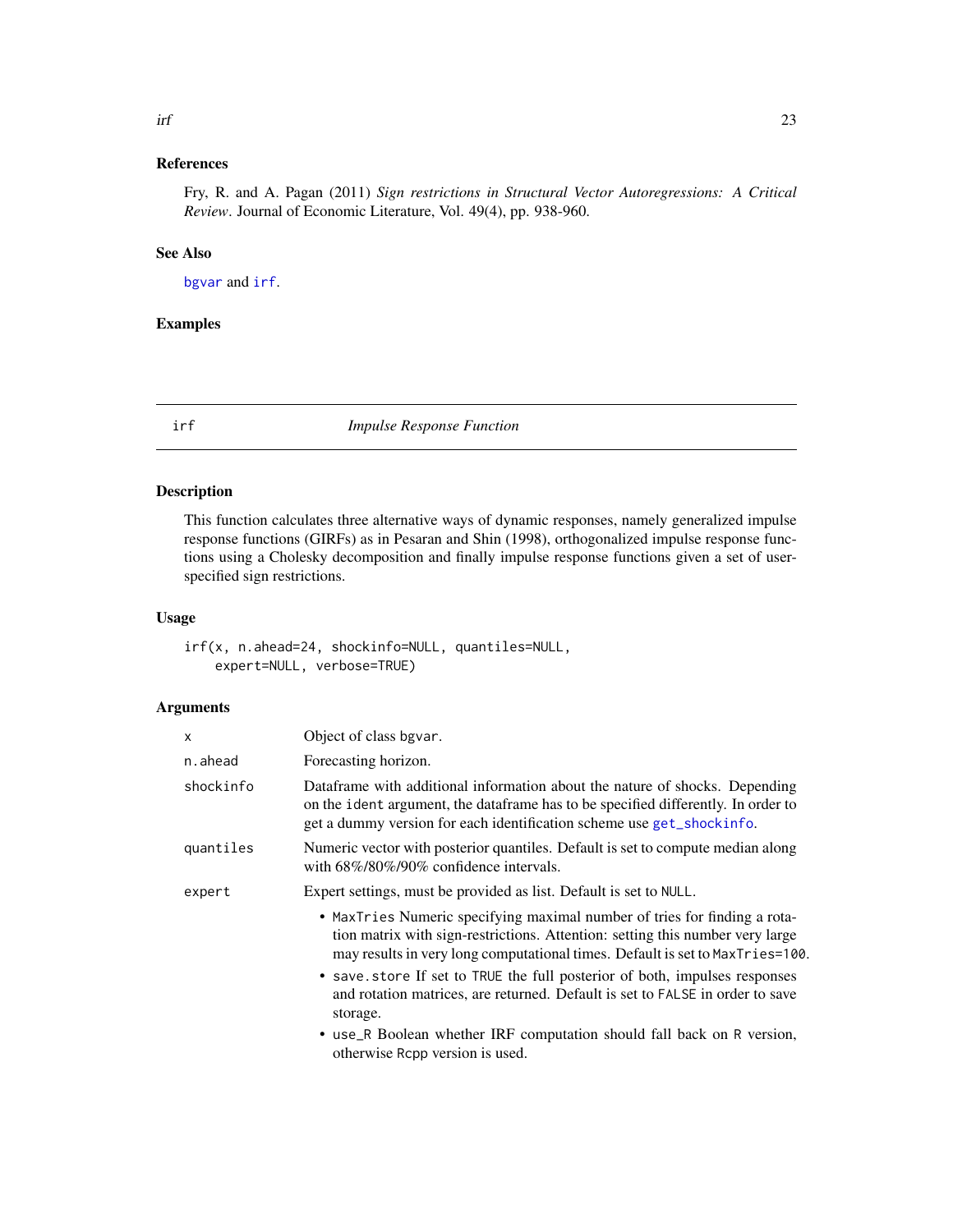## References

Fry, R. and A. Pagan (2011) *Sign restrictions in Structural Vector Autoregressions: A Critical Review*. Journal of Economic Literature, Vol. 49(4), pp. 938-960.

## See Also

bgvar and irf.

## Examples

---

# irf — *Impulse Response Function*

## Description

This function calculates three alternative ways of dynamic responses, namely generalized impulse response functions (GIRFs) as in Pesaran and Shin (1998), orthogonalized impulse response functions using a Cholesky decomposition and finally impulse response functions given a set of user-specified sign restrictions.

## Usage

```
irf(x, n.ahead=24, shockinfo=NULL, quantiles=NULL,
    expert=NULL, verbose=TRUE)
```

## Arguments

| | |
|---|---|
| x | Object of class bgvar. |
| n.ahead | Forecasting horizon. |
| shockinfo | Dataframe with additional information about the nature of shocks. Depending on the ident argument, the dataframe has to be specified differently. In order to get a dummy version for each identification scheme use get_shockinfo. |
| quantiles | Numeric vector with posterior quantiles. Default is set to compute median along with 68%/80%/90% confidence intervals. |
| expert | Expert settings, must be provided as list. Default is set to NULL. |

- MaxTries Numeric specifying maximal number of tries for finding a rotation matrix with sign-restrictions. Attention: setting this number very large may results in very long computational times. Default is set to MaxTries=100.
- save.store If set to TRUE the full posterior of both, impulses responses and rotation matrices, are returned. Default is set to FALSE in order to save storage.
- use_R Boolean whether IRF computation should fall back on R version, otherwise Rcpp version is used.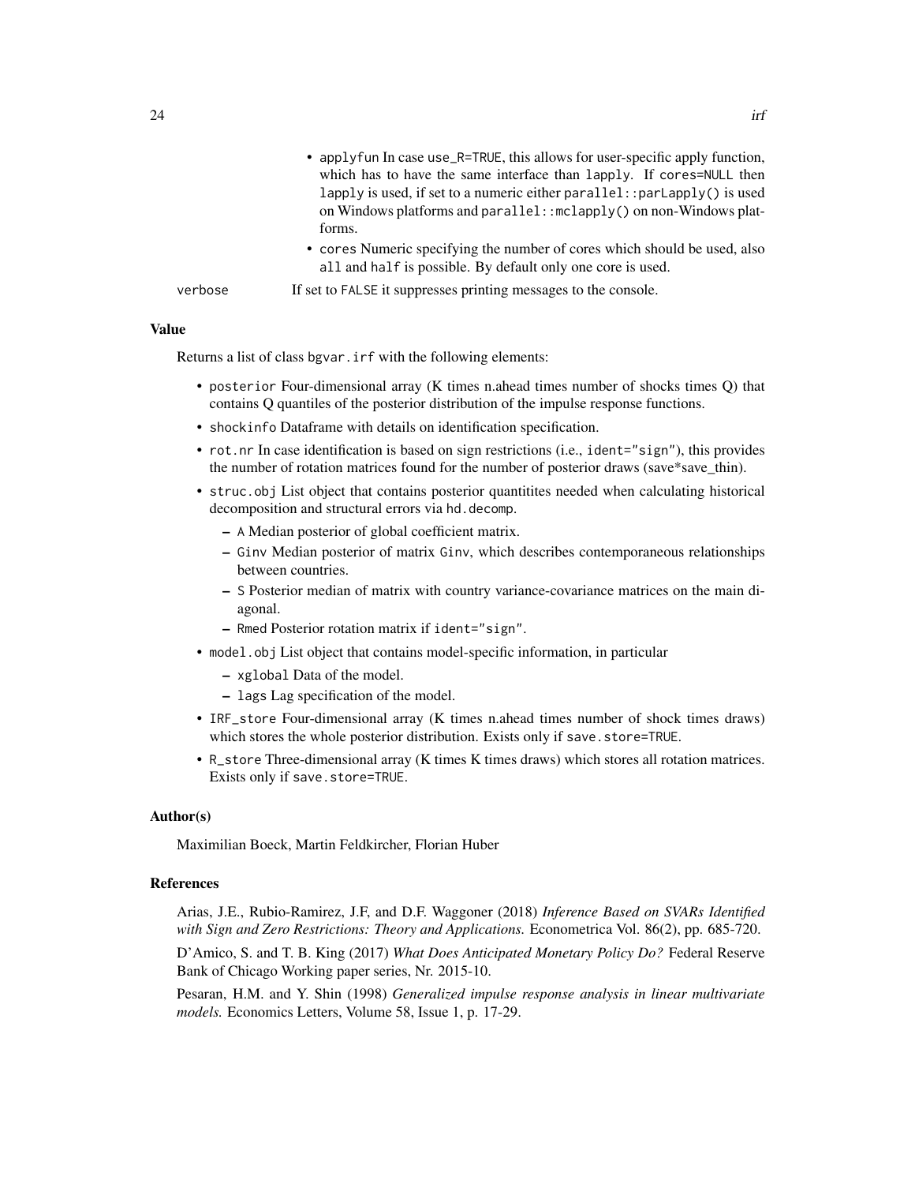- applyfun In case use_R=TRUE, this allows for user-specific apply function, which has to have the same interface than lapply. If cores=NULL then lapply is used, if set to a numeric either parallel::parLapply() is used on Windows platforms and parallel::mclapply() on non-Windows platforms.
- cores Numeric specifying the number of cores which should be used, also all and half is possible. By default only one core is used.

verbose — If set to FALSE it suppresses printing messages to the console.

## Value

Returns a list of class bgvar.irf with the following elements:

- posterior Four-dimensional array (K times n.ahead times number of shocks times Q) that contains Q quantiles of the posterior distribution of the impulse response functions.
- shockinfo Dataframe with details on identification specification.
- rot.nr In case identification is based on sign restrictions (i.e., ident="sign"), this provides the number of rotation matrices found for the number of posterior draws (save*save_thin).
- struc.obj List object that contains posterior quantitites needed when calculating historical decomposition and structural errors via hd.decomp.
  - A Median posterior of global coefficient matrix.
  - Ginv Median posterior of matrix Ginv, which describes contemporaneous relationships between countries.
  - S Posterior median of matrix with country variance-covariance matrices on the main diagonal.
  - Rmed Posterior rotation matrix if ident="sign".
- model.obj List object that contains model-specific information, in particular
  - xglobal Data of the model.
  - lags Lag specification of the model.
- IRF_store Four-dimensional array (K times n.ahead times number of shock times draws) which stores the whole posterior distribution. Exists only if save.store=TRUE.
- R_store Three-dimensional array (K times K times draws) which stores all rotation matrices. Exists only if save.store=TRUE.

## Author(s)

Maximilian Boeck, Martin Feldkircher, Florian Huber

## References

Arias, J.E., Rubio-Ramirez, J.F, and D.F. Waggoner (2018) *Inference Based on SVARs Identified with Sign and Zero Restrictions: Theory and Applications.* Econometrica Vol. 86(2), pp. 685-720.

D'Amico, S. and T. B. King (2017) *What Does Anticipated Monetary Policy Do?* Federal Reserve Bank of Chicago Working paper series, Nr. 2015-10.

Pesaran, H.M. and Y. Shin (1998) *Generalized impulse response analysis in linear multivariate models.* Economics Letters, Volume 58, Issue 1, p. 17-29.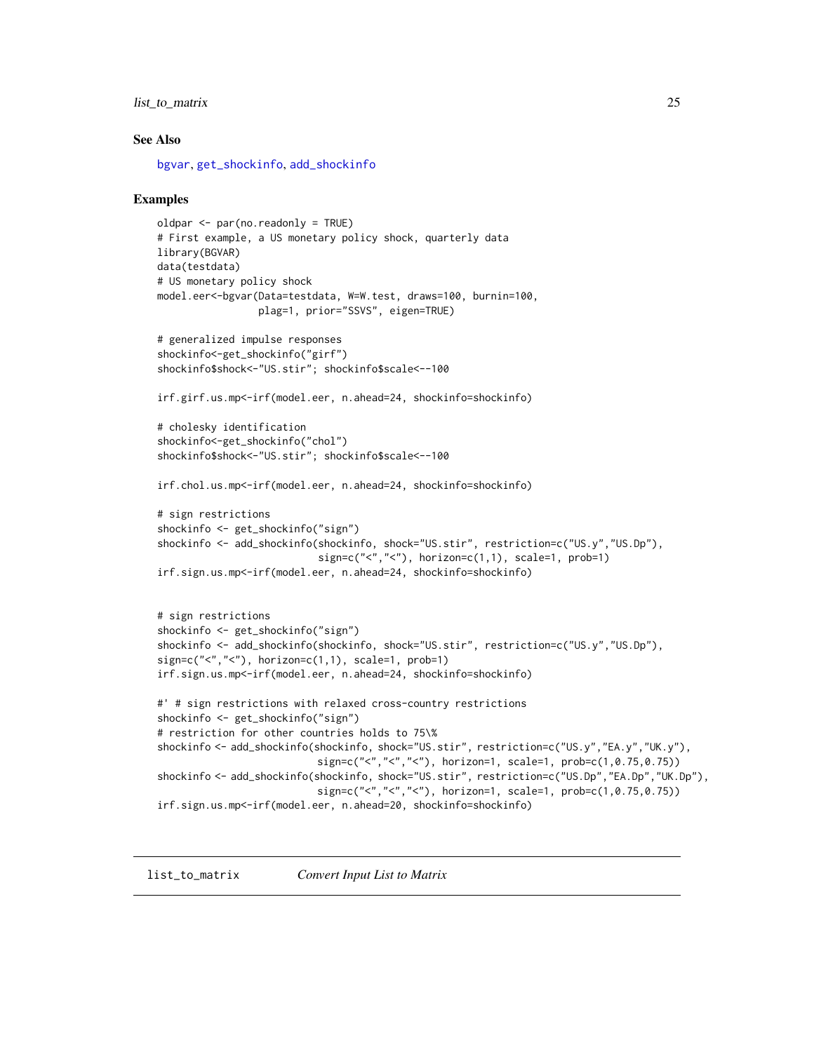## See Also

bgvar, get_shockinfo, add_shockinfo

## Examples

```
oldpar <- par(no.readonly = TRUE)
# First example, a US monetary policy shock, quarterly data
library(BGVAR)
data(testdata)
# US monetary policy shock
model.eer<-bgvar(Data=testdata, W=W.test, draws=100, burnin=100,
                 plag=1, prior="SSVS", eigen=TRUE)

# generalized impulse responses
shockinfo<-get_shockinfo("girf")
shockinfo$shock<-"US.stir"; shockinfo$scale<--100

irf.girf.us.mp<-irf(model.eer, n.ahead=24, shockinfo=shockinfo)

# cholesky identification
shockinfo<-get_shockinfo("chol")
shockinfo$shock<-"US.stir"; shockinfo$scale<--100

irf.chol.us.mp<-irf(model.eer, n.ahead=24, shockinfo=shockinfo)

# sign restrictions
shockinfo <- get_shockinfo("sign")
shockinfo <- add_shockinfo(shockinfo, shock="US.stir", restriction=c("US.y","US.Dp"),
                           sign=c("<","<"), horizon=c(1,1), scale=1, prob=1)
irf.sign.us.mp<-irf(model.eer, n.ahead=24, shockinfo=shockinfo)


# sign restrictions
shockinfo <- get_shockinfo("sign")
shockinfo <- add_shockinfo(shockinfo, shock="US.stir", restriction=c("US.y","US.Dp"),
sign=c("<","<"), horizon=c(1,1), scale=1, prob=1)
irf.sign.us.mp<-irf(model.eer, n.ahead=24, shockinfo=shockinfo)

#' # sign restrictions with relaxed cross-country restrictions
shockinfo <- get_shockinfo("sign")
# restriction for other countries holds to 75\%
shockinfo <- add_shockinfo(shockinfo, shock="US.stir", restriction=c("US.y","EA.y","UK.y"),
                           sign=c("<","<","<"), horizon=1, scale=1, prob=c(1,0.75,0.75))
shockinfo <- add_shockinfo(shockinfo, shock="US.stir", restriction=c("US.Dp","EA.Dp","UK.Dp"),
                           sign=c("<","<","<"), horizon=1, scale=1, prob=c(1,0.75,0.75))
irf.sign.us.mp<-irf(model.eer, n.ahead=20, shockinfo=shockinfo)
```

---

## list_to_matrix *Convert Input List to Matrix*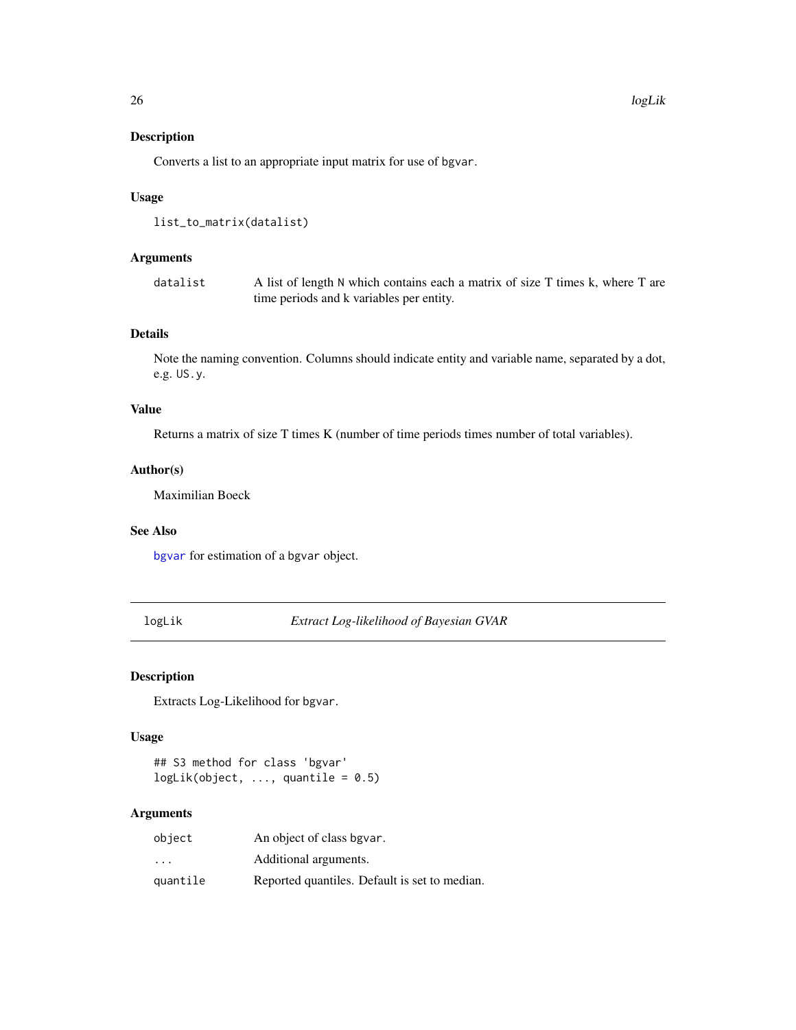### Description

Converts a list to an appropriate input matrix for use of `bgvar`.

### Usage

```
list_to_matrix(datalist)
```

### Arguments

| | |
|---|---|
| `datalist` | A list of length `N` which contains each a matrix of size T times k, where T are time periods and k variables per entity. |

### Details

Note the naming convention. Columns should indicate entity and variable name, separated by a dot, e.g. `US.y`.

### Value

Returns a matrix of size T times K (number of time periods times number of total variables).

### Author(s)

Maximilian Boeck

### See Also

`bgvar` for estimation of a `bgvar` object.

---

## logLik — *Extract Log-likelihood of Bayesian GVAR*

---

### Description

Extracts Log-Likelihood for `bgvar`.

### Usage

```
## S3 method for class 'bgvar'
logLik(object, ..., quantile = 0.5)
```

### Arguments

| | |
|---|---|
| `object` | An object of class `bgvar`. |
| `...` | Additional arguments. |
| `quantile` | Reported quantiles. Default is set to median. |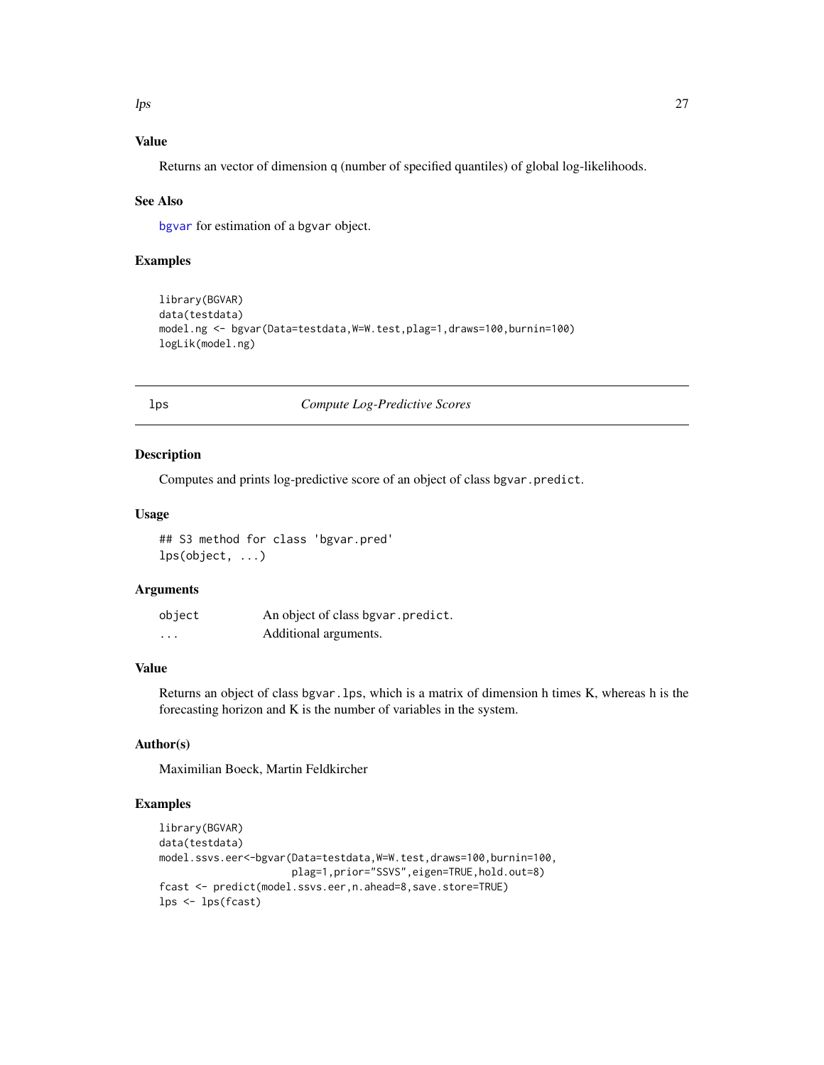### Value

Returns an vector of dimension q (number of specified quantiles) of global log-likelihoods.

### See Also

bgvar for estimation of a bgvar object.

### Examples

```
library(BGVAR)
data(testdata)
model.ng <- bgvar(Data=testdata,W=W.test,plag=1,draws=100,burnin=100)
logLik(model.ng)
```

## lps *Compute Log-Predictive Scores*

### Description

Computes and prints log-predictive score of an object of class bgvar.predict.

### Usage

```
## S3 method for class 'bgvar.pred'
lps(object, ...)
```

### Arguments

| | |
|---|---|
| object | An object of class bgvar.predict. |
| ... | Additional arguments. |

### Value

Returns an object of class bgvar.lps, which is a matrix of dimension h times K, whereas h is the forecasting horizon and K is the number of variables in the system.

### Author(s)

Maximilian Boeck, Martin Feldkircher

### Examples

```
library(BGVAR)
data(testdata)
model.ssvs.eer<-bgvar(Data=testdata,W=W.test,draws=100,burnin=100,
                      plag=1,prior="SSVS",eigen=TRUE,hold.out=8)
fcast <- predict(model.ssvs.eer,n.ahead=8,save.store=TRUE)
lps <- lps(fcast)
```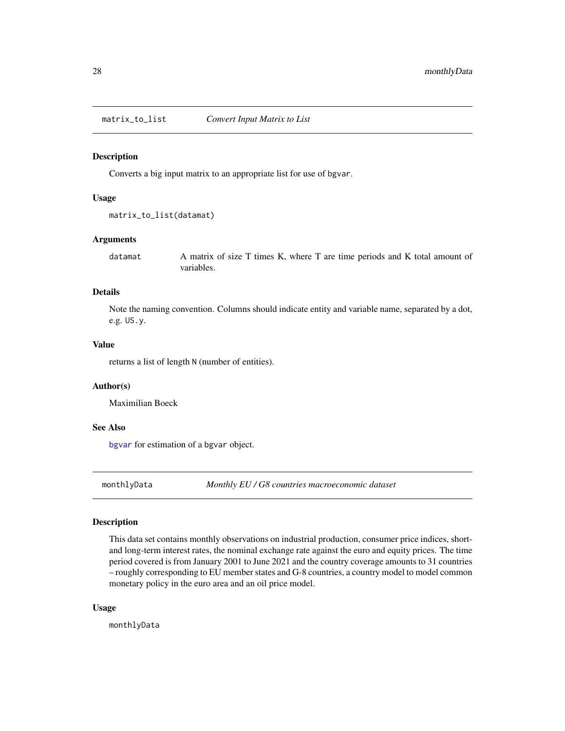## matrix_to_list *Convert Input Matrix to List*

### Description

Converts a big input matrix to an appropriate list for use of `bgvar`.

### Usage

```
matrix_to_list(datamat)
```

### Arguments

| | |
|---|---|
| `datamat` | A matrix of size T times K, where T are time periods and K total amount of variables. |

### Details

Note the naming convention. Columns should indicate entity and variable name, separated by a dot, e.g. `US.y`.

### Value

returns a list of length `N` (number of entities).

### Author(s)

Maximilian Boeck

### See Also

`bgvar` for estimation of a `bgvar` object.

## monthlyData *Monthly EU / G8 countries macroeconomic dataset*

### Description

This data set contains monthly observations on industrial production, consumer price indices, short- and long-term interest rates, the nominal exchange rate against the euro and equity prices. The time period covered is from January 2001 to June 2021 and the country coverage amounts to 31 countries – roughly corresponding to EU member states and G-8 countries, a country model to model common monetary policy in the euro area and an oil price model.

### Usage

```
monthlyData
```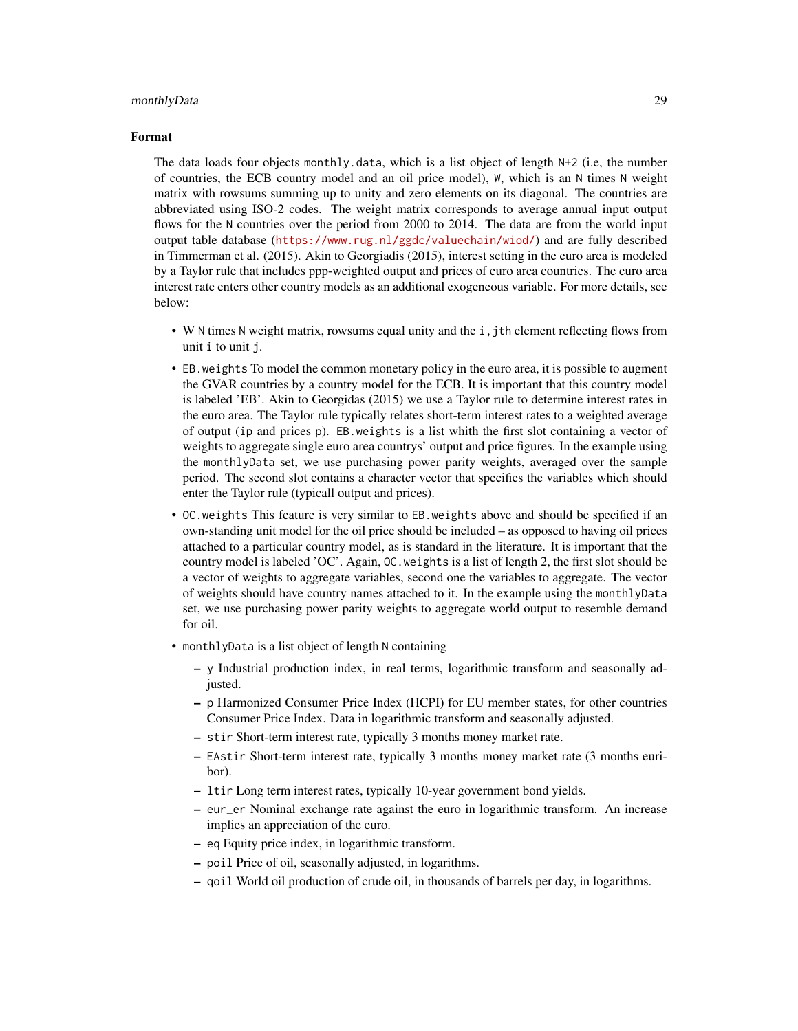### Format

The data loads four objects `monthly.data`, which is a list object of length `N+2` (i.e, the number of countries, the ECB country model and an oil price model), `W`, which is an `N` times `N` weight matrix with rowsums summing up to unity and zero elements on its diagonal. The countries are abbreviated using ISO-2 codes. The weight matrix corresponds to average annual input output flows for the `N` countries over the period from 2000 to 2014. The data are from the world input output table database (https://www.rug.nl/ggdc/valuechain/wiod/) and are fully described in Timmerman et al. (2015). Akin to Georgiadis (2015), interest setting in the euro area is modeled by a Taylor rule that includes ppp-weighted output and prices of euro area countries. The euro area interest rate enters other country models as an additional exogeneous variable. For more details, see below:

- W `N` times `N` weight matrix, rowsums equal unity and the `i,j`th element reflecting flows from unit `i` to unit `j`.
- `EB.weights` To model the common monetary policy in the euro area, it is possible to augment the GVAR countries by a country model for the ECB. It is important that this country model is labeled 'EB'. Akin to Georgidas (2015) we use a Taylor rule to determine interest rates in the euro area. The Taylor rule typically relates short-term interest rates to a weighted average of output (`ip` and prices `p`). `EB.weights` is a list whith the first slot containing a vector of weights to aggregate single euro area countrys' output and price figures. In the example using the `monthlyData` set, we use purchasing power parity weights, averaged over the sample period. The second slot contains a character vector that specifies the variables which should enter the Taylor rule (typicall output and prices).
- `OC.weights` This feature is very similar to `EB.weights` above and should be specified if an own-standing unit model for the oil price should be included – as opposed to having oil prices attached to a particular country model, as is standard in the literature. It is important that the country model is labeled 'OC'. Again, `OC.weights` is a list of length 2, the first slot should be a vector of weights to aggregate variables, second one the variables to aggregate. The vector of weights should have country names attached to it. In the example using the `monthlyData` set, we use purchasing power parity weights to aggregate world output to resemble demand for oil.
- `monthlyData` is a list object of length `N` containing
  - `y` Industrial production index, in real terms, logarithmic transform and seasonally adjusted.
  - `p` Harmonized Consumer Price Index (HCPI) for EU member states, for other countries Consumer Price Index. Data in logarithmic transform and seasonally adjusted.
  - `stir` Short-term interest rate, typically 3 months money market rate.
  - `EAstir` Short-term interest rate, typically 3 months money market rate (3 months euribor).
  - `ltir` Long term interest rates, typically 10-year government bond yields.
  - `eur_er` Nominal exchange rate against the euro in logarithmic transform. An increase implies an appreciation of the euro.
  - `eq` Equity price index, in logarithmic transform.
  - `poil` Price of oil, seasonally adjusted, in logarithms.
  - `qoil` World oil production of crude oil, in thousands of barrels per day, in logarithms.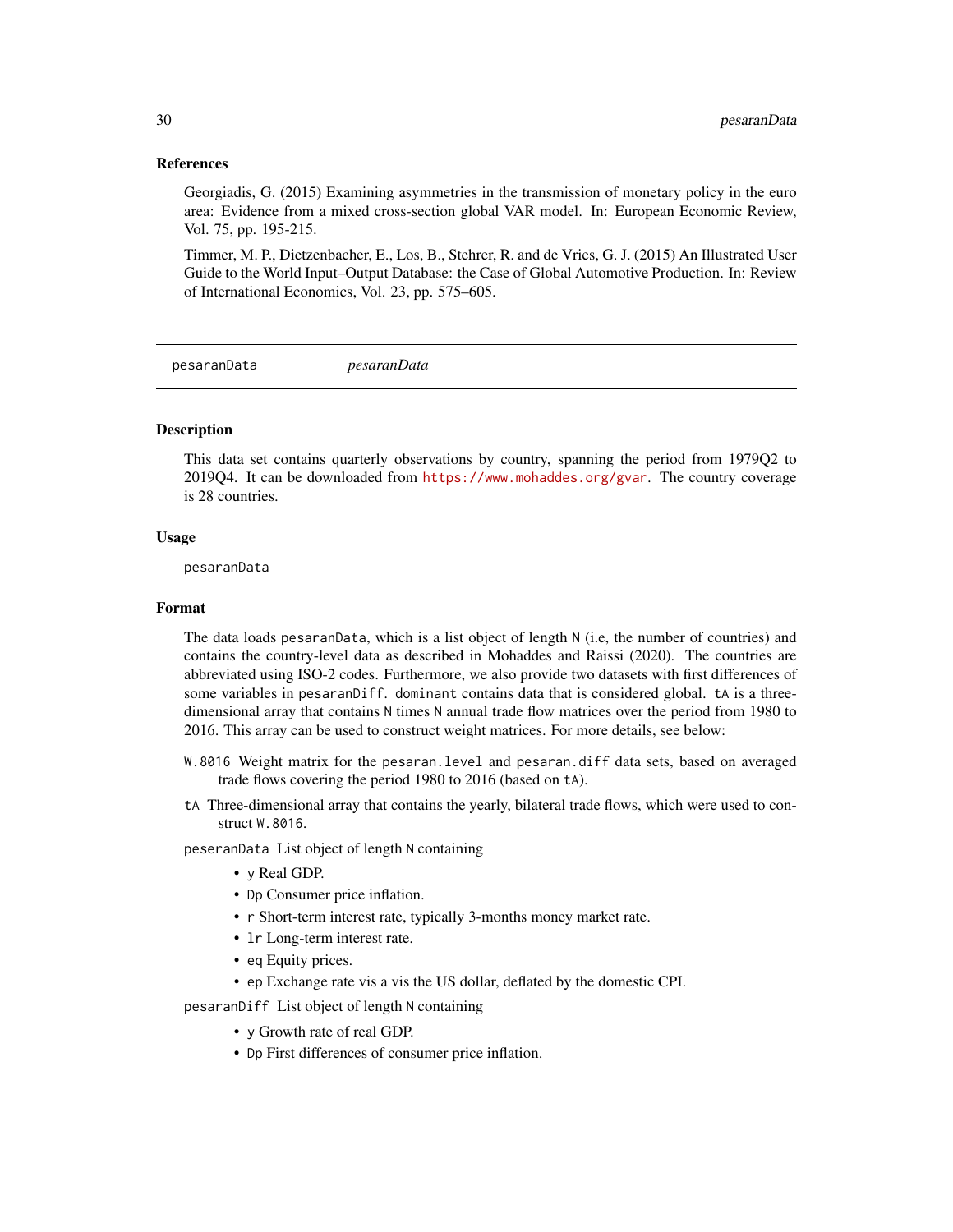### References

Georgiadis, G. (2015) Examining asymmetries in the transmission of monetary policy in the euro area: Evidence from a mixed cross-section global VAR model. In: European Economic Review, Vol. 75, pp. 195-215.

Timmer, M. P., Dietzenbacher, E., Los, B., Stehrer, R. and de Vries, G. J. (2015) An Illustrated User Guide to the World Input–Output Database: the Case of Global Automotive Production. In: Review of International Economics, Vol. 23, pp. 575–605.

---

## pesaranData *pesaranData*

### Description

This data set contains quarterly observations by country, spanning the period from 1979Q2 to 2019Q4. It can be downloaded from https://www.mohaddes.org/gvar. The country coverage is 28 countries.

### Usage

```
pesaranData
```

### Format

The data loads `pesaranData`, which is a list object of length `N` (i.e, the number of countries) and contains the country-level data as described in Mohaddes and Raissi (2020). The countries are abbreviated using ISO-2 codes. Furthermore, we also provide two datasets with first differences of some variables in `pesaranDiff`. `dominant` contains data that is considered global. `tA` is a three-dimensional array that contains `N` times `N` annual trade flow matrices over the period from 1980 to 2016. This array can be used to construct weight matrices. For more details, see below:

`W.8016` Weight matrix for the `pesaran.level` and `pesaran.diff` data sets, based on averaged trade flows covering the period 1980 to 2016 (based on `tA`).

`tA` Three-dimensional array that contains the yearly, bilateral trade flows, which were used to construct `W.8016`.

`peseranData` List object of length `N` containing

- `y` Real GDP.
- `Dp` Consumer price inflation.
- `r` Short-term interest rate, typically 3-months money market rate.
- `lr` Long-term interest rate.
- `eq` Equity prices.
- `ep` Exchange rate vis a vis the US dollar, deflated by the domestic CPI.

`pesaranDiff` List object of length `N` containing

- `y` Growth rate of real GDP.
- `Dp` First differences of consumer price inflation.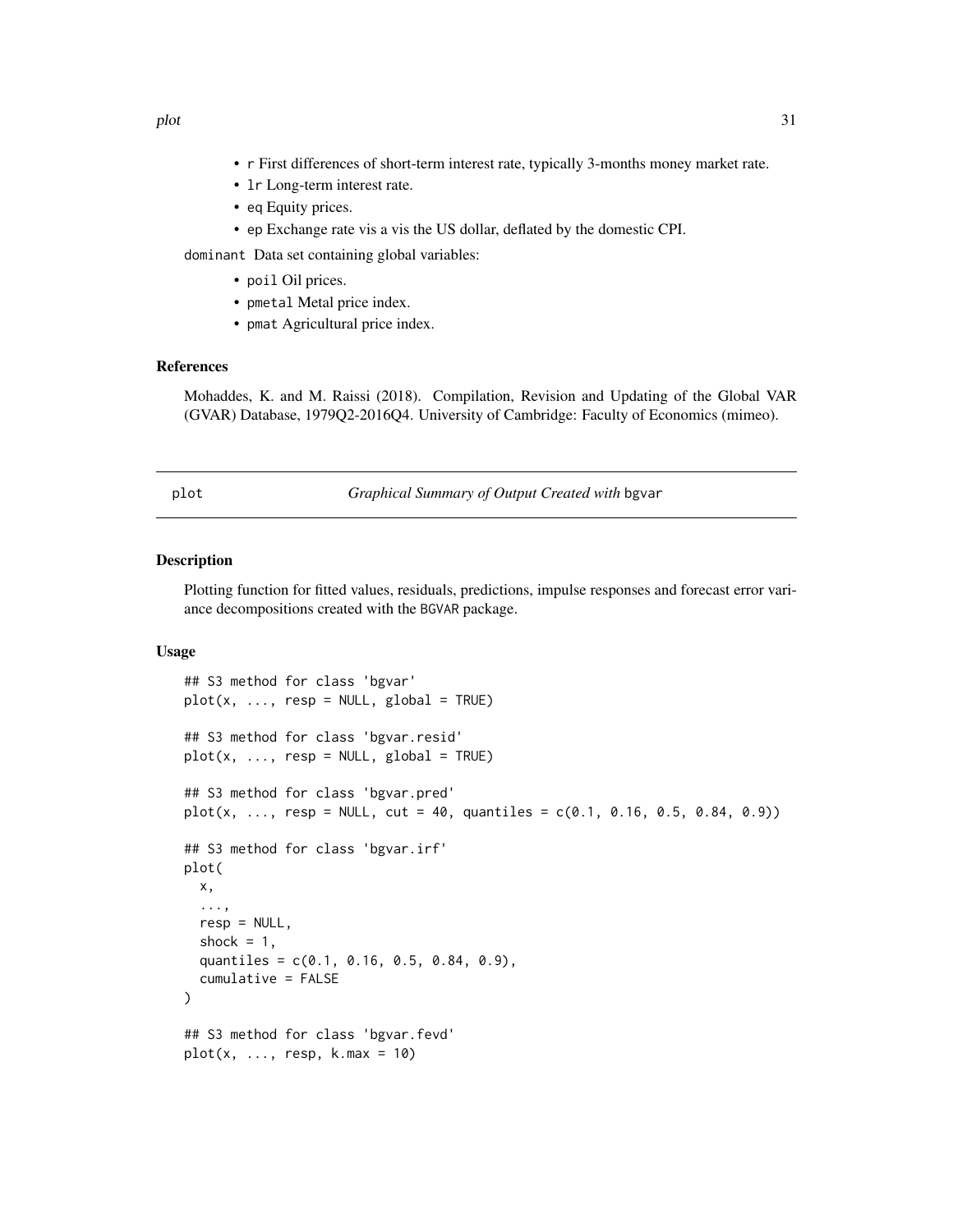- `r` First differences of short-term interest rate, typically 3-months money market rate.
- `lr` Long-term interest rate.
- `eq` Equity prices.
- `ep` Exchange rate vis a vis the US dollar, deflated by the domestic CPI.

`dominant` Data set containing global variables:

- `poil` Oil prices.
- `pmetal` Metal price index.
- `pmat` Agricultural price index.

### References

Mohaddes, K. and M. Raissi (2018). Compilation, Revision and Updating of the Global VAR (GVAR) Database, 1979Q2-2016Q4. University of Cambridge: Faculty of Economics (mimeo).

---

## plot — *Graphical Summary of Output Created with* `bgvar`

### Description

Plotting function for fitted values, residuals, predictions, impulse responses and forecast error variance decompositions created with the `BGVAR` package.

### Usage

```
## S3 method for class 'bgvar'
plot(x, ..., resp = NULL, global = TRUE)

## S3 method for class 'bgvar.resid'
plot(x, ..., resp = NULL, global = TRUE)

## S3 method for class 'bgvar.pred'
plot(x, ..., resp = NULL, cut = 40, quantiles = c(0.1, 0.16, 0.5, 0.84, 0.9))

## S3 method for class 'bgvar.irf'
plot(
  x,
  ...,
  resp = NULL,
  shock = 1,
  quantiles = c(0.1, 0.16, 0.5, 0.84, 0.9),
  cumulative = FALSE
)

## S3 method for class 'bgvar.fevd'
plot(x, ..., resp, k.max = 10)
```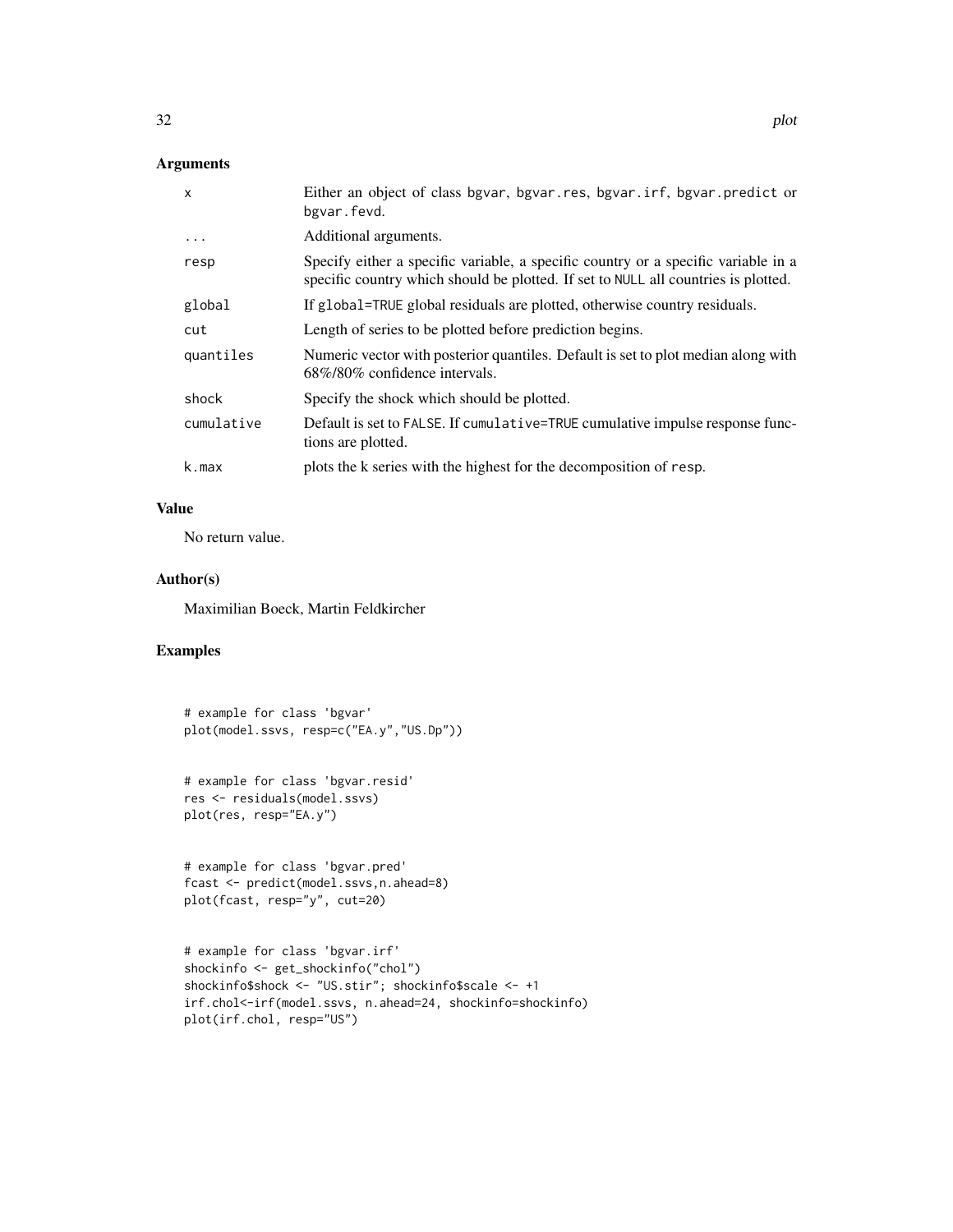## Arguments

| | |
|---|---|
| x | Either an object of class bgvar, bgvar.res, bgvar.irf, bgvar.predict or bgvar.fevd. |
| ... | Additional arguments. |
| resp | Specify either a specific variable, a specific country or a specific variable in a specific country which should be plotted. If set to NULL all countries is plotted. |
| global | If global=TRUE global residuals are plotted, otherwise country residuals. |
| cut | Length of series to be plotted before prediction begins. |
| quantiles | Numeric vector with posterior quantiles. Default is set to plot median along with 68%/80% confidence intervals. |
| shock | Specify the shock which should be plotted. |
| cumulative | Default is set to FALSE. If cumulative=TRUE cumulative impulse response functions are plotted. |
| k.max | plots the k series with the highest for the decomposition of resp. |

## Value

No return value.

## Author(s)

Maximilian Boeck, Martin Feldkircher

## Examples

```
# example for class 'bgvar'
plot(model.ssvs, resp=c("EA.y","US.Dp"))


# example for class 'bgvar.resid'
res <- residuals(model.ssvs)
plot(res, resp="EA.y")


# example for class 'bgvar.pred'
fcast <- predict(model.ssvs,n.ahead=8)
plot(fcast, resp="y", cut=20)


# example for class 'bgvar.irf'
shockinfo <- get_shockinfo("chol")
shockinfo$shock <- "US.stir"; shockinfo$scale <- +1
irf.chol<-irf(model.ssvs, n.ahead=24, shockinfo=shockinfo)
plot(irf.chol, resp="US")
```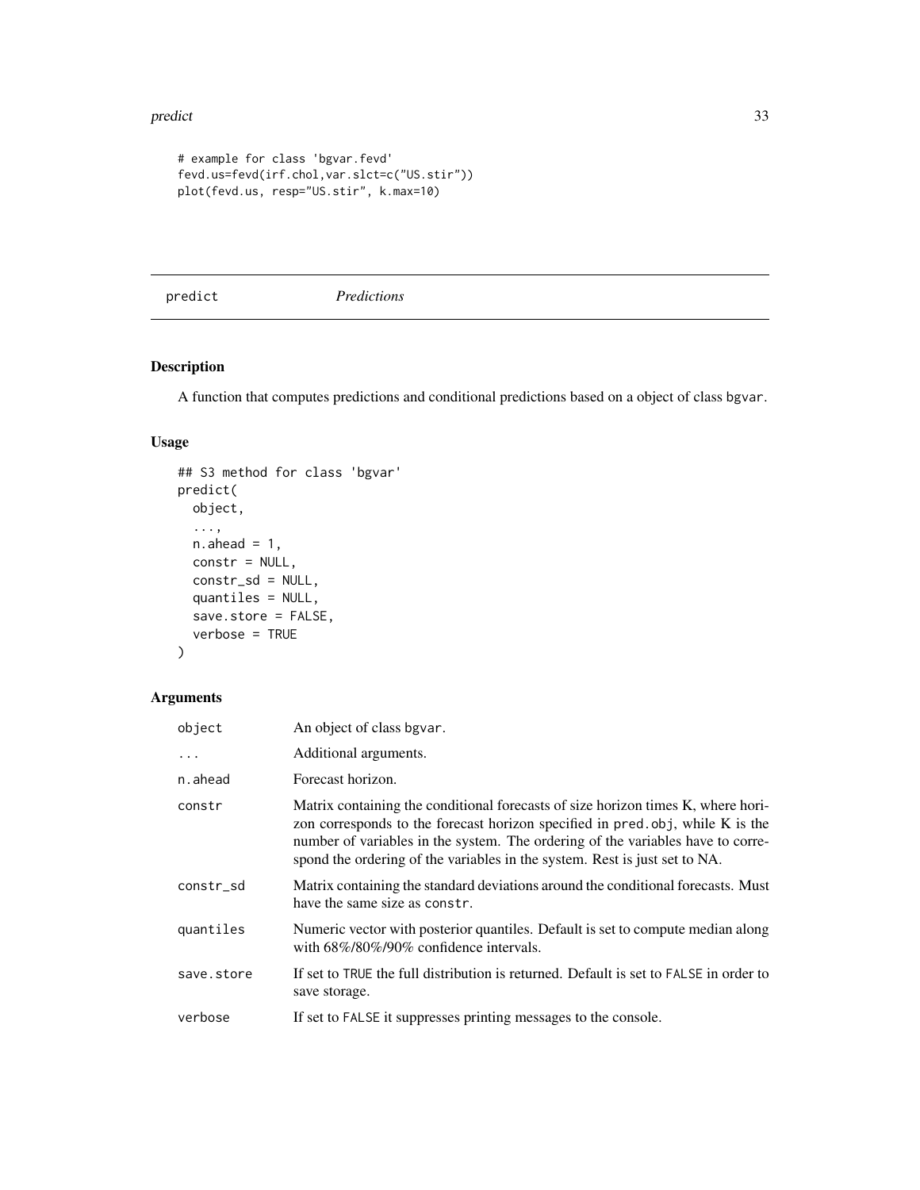```
# example for class 'bgvar.fevd'
fevd.us=fevd(irf.chol,var.slct=c("US.stir"))
plot(fevd.us, resp="US.stir", k.max=10)
```

---

# predict — *Predictions*

## Description

A function that computes predictions and conditional predictions based on a object of class bgvar.

## Usage

```
## S3 method for class 'bgvar'
predict(
  object,
  ...,
  n.ahead = 1,
  constr = NULL,
  constr_sd = NULL,
  quantiles = NULL,
  save.store = FALSE,
  verbose = TRUE
)
```

## Arguments

| | |
|---|---|
| object | An object of class bgvar. |
| ... | Additional arguments. |
| n.ahead | Forecast horizon. |
| constr | Matrix containing the conditional forecasts of size horizon times K, where horizon corresponds to the forecast horizon specified in pred.obj, while K is the number of variables in the system. The ordering of the variables have to correspond the ordering of the variables in the system. Rest is just set to NA. |
| constr_sd | Matrix containing the standard deviations around the conditional forecasts. Must have the same size as constr. |
| quantiles | Numeric vector with posterior quantiles. Default is set to compute median along with 68%/80%/90% confidence intervals. |
| save.store | If set to TRUE the full distribution is returned. Default is set to FALSE in order to save storage. |
| verbose | If set to FALSE it suppresses printing messages to the console. |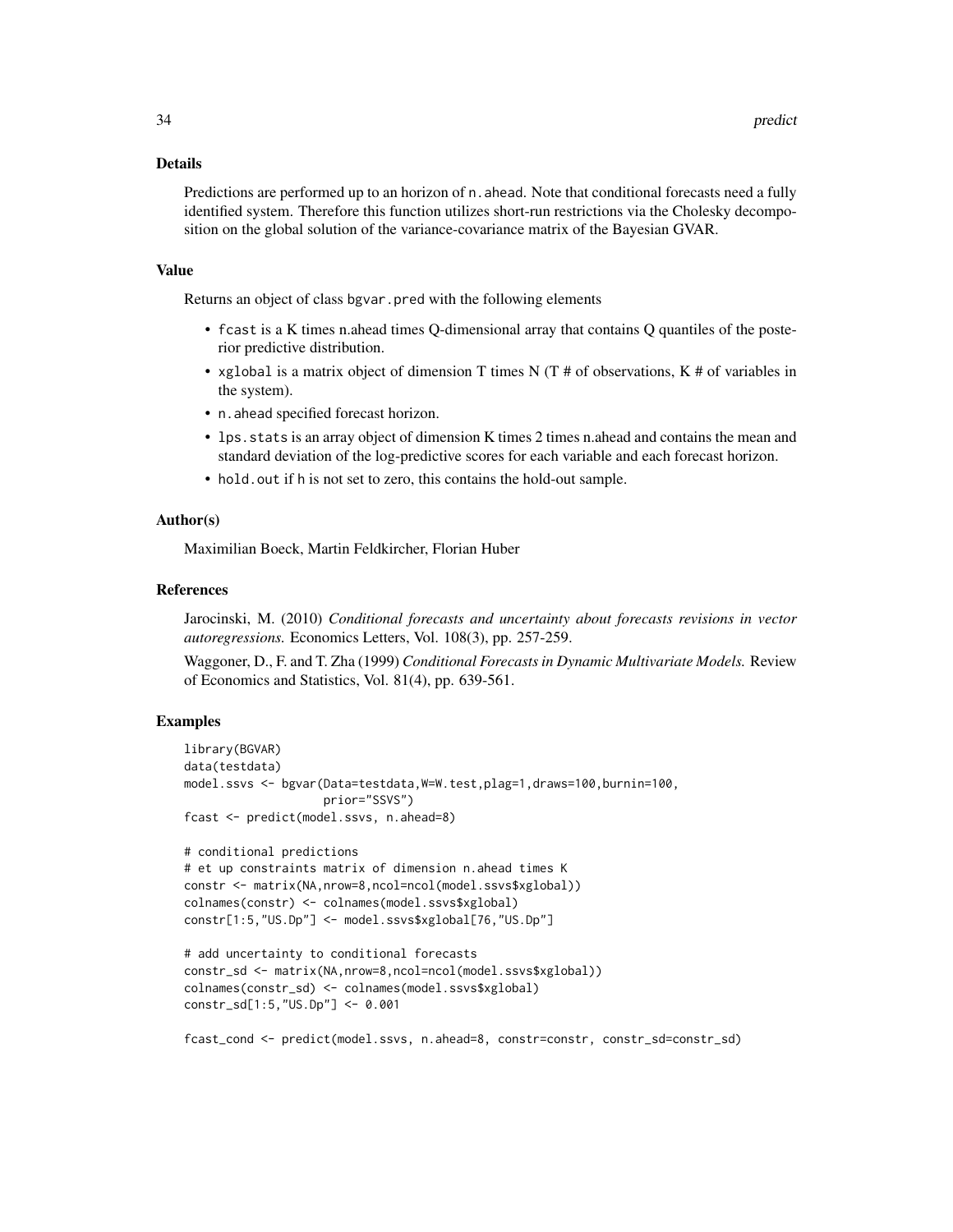### Details

Predictions are performed up to an horizon of `n.ahead`. Note that conditional forecasts need a fully identified system. Therefore this function utilizes short-run restrictions via the Cholesky decomposition on the global solution of the variance-covariance matrix of the Bayesian GVAR.

### Value

Returns an object of class `bgvar.pred` with the following elements

- `fcast` is a K times n.ahead times Q-dimensional array that contains Q quantiles of the posterior predictive distribution.
- `xglobal` is a matrix object of dimension T times N (T # of observations, K # of variables in the system).
- `n.ahead` specified forecast horizon.
- `lps.stats` is an array object of dimension K times 2 times n.ahead and contains the mean and standard deviation of the log-predictive scores for each variable and each forecast horizon.
- `hold.out` if `h` is not set to zero, this contains the hold-out sample.

### Author(s)

Maximilian Boeck, Martin Feldkircher, Florian Huber

### References

Jarocinski, M. (2010) *Conditional forecasts and uncertainty about forecasts revisions in vector autoregressions.* Economics Letters, Vol. 108(3), pp. 257-259.

Waggoner, D., F. and T. Zha (1999) *Conditional Forecasts in Dynamic Multivariate Models.* Review of Economics and Statistics, Vol. 81(4), pp. 639-561.

### Examples

```
library(BGVAR)
data(testdata)
model.ssvs <- bgvar(Data=testdata,W=W.test,plag=1,draws=100,burnin=100,
                    prior="SSVS")
fcast <- predict(model.ssvs, n.ahead=8)

# conditional predictions
# et up constraints matrix of dimension n.ahead times K
constr <- matrix(NA,nrow=8,ncol=ncol(model.ssvs$xglobal))
colnames(constr) <- colnames(model.ssvs$xglobal)
constr[1:5,"US.Dp"] <- model.ssvs$xglobal[76,"US.Dp"]

# add uncertainty to conditional forecasts
constr_sd <- matrix(NA,nrow=8,ncol=ncol(model.ssvs$xglobal))
colnames(constr_sd) <- colnames(model.ssvs$xglobal)
constr_sd[1:5,"US.Dp"] <- 0.001

fcast_cond <- predict(model.ssvs, n.ahead=8, constr=constr, constr_sd=constr_sd)
```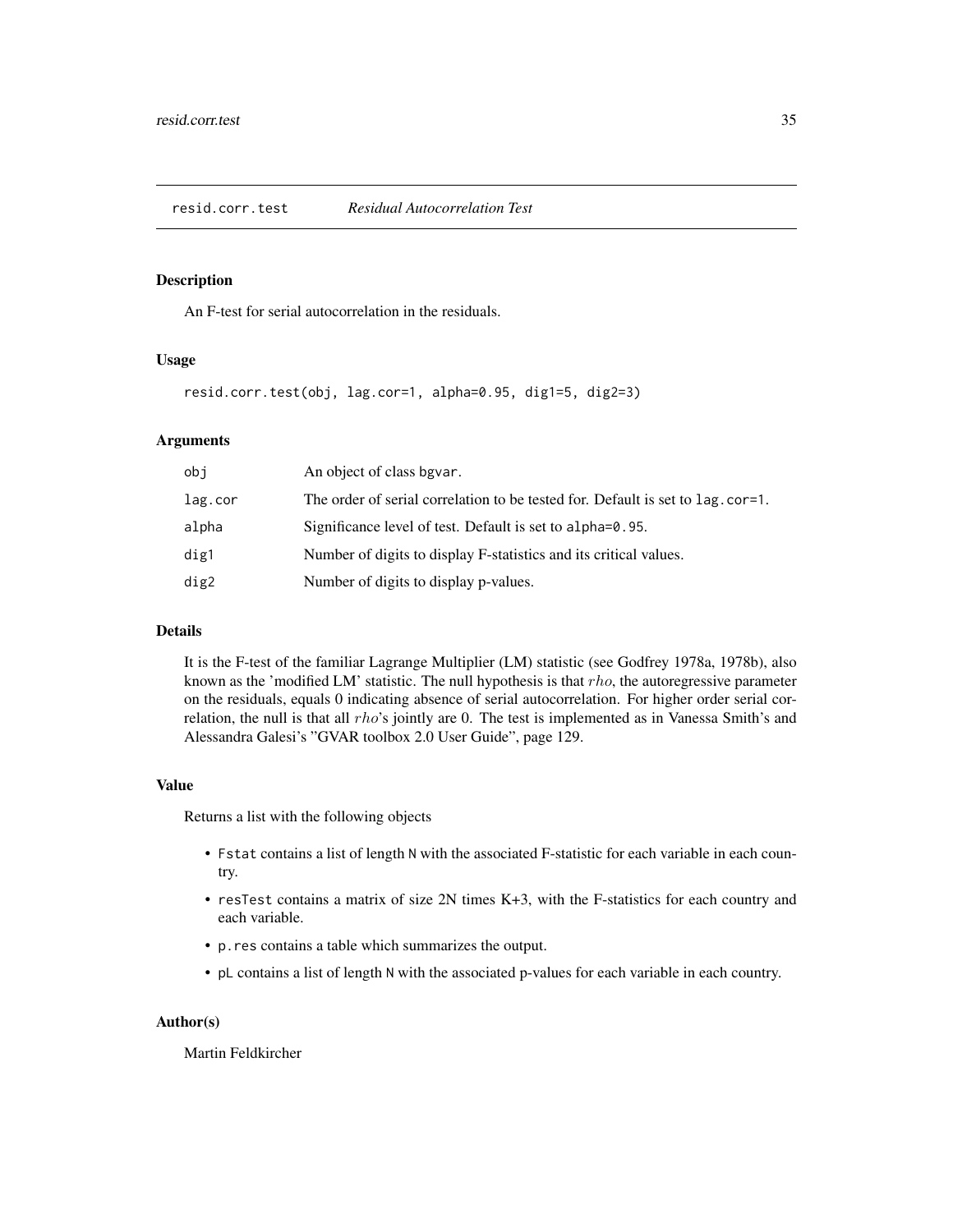## resid.corr.test &nbsp;&nbsp;&nbsp; *Residual Autocorrelation Test*

### Description

An F-test for serial autocorrelation in the residuals.

### Usage

```
resid.corr.test(obj, lag.cor=1, alpha=0.95, dig1=5, dig2=3)
```

### Arguments

| | |
|---|---|
| `obj` | An object of class `bgvar`. |
| `lag.cor` | The order of serial correlation to be tested for. Default is set to `lag.cor=1`. |
| `alpha` | Significance level of test. Default is set to `alpha=0.95`. |
| `dig1` | Number of digits to display F-statistics and its critical values. |
| `dig2` | Number of digits to display p-values. |

### Details

It is the F-test of the familiar Lagrange Multiplier (LM) statistic (see Godfrey 1978a, 1978b), also known as the 'modified LM' statistic. The null hypothesis is that $rho$, the autoregressive parameter on the residuals, equals 0 indicating absence of serial autocorrelation. For higher order serial correlation, the null is that all $rho$'s jointly are 0. The test is implemented as in Vanessa Smith's and Alessandra Galesi's "GVAR toolbox 2.0 User Guide", page 129.

### Value

Returns a list with the following objects

- `Fstat` contains a list of length `N` with the associated F-statistic for each variable in each country.
- `resTest` contains a matrix of size 2N times K+3, with the F-statistics for each country and each variable.
- `p.res` contains a table which summarizes the output.
- `pL` contains a list of length `N` with the associated p-values for each variable in each country.

### Author(s)

Martin Feldkircher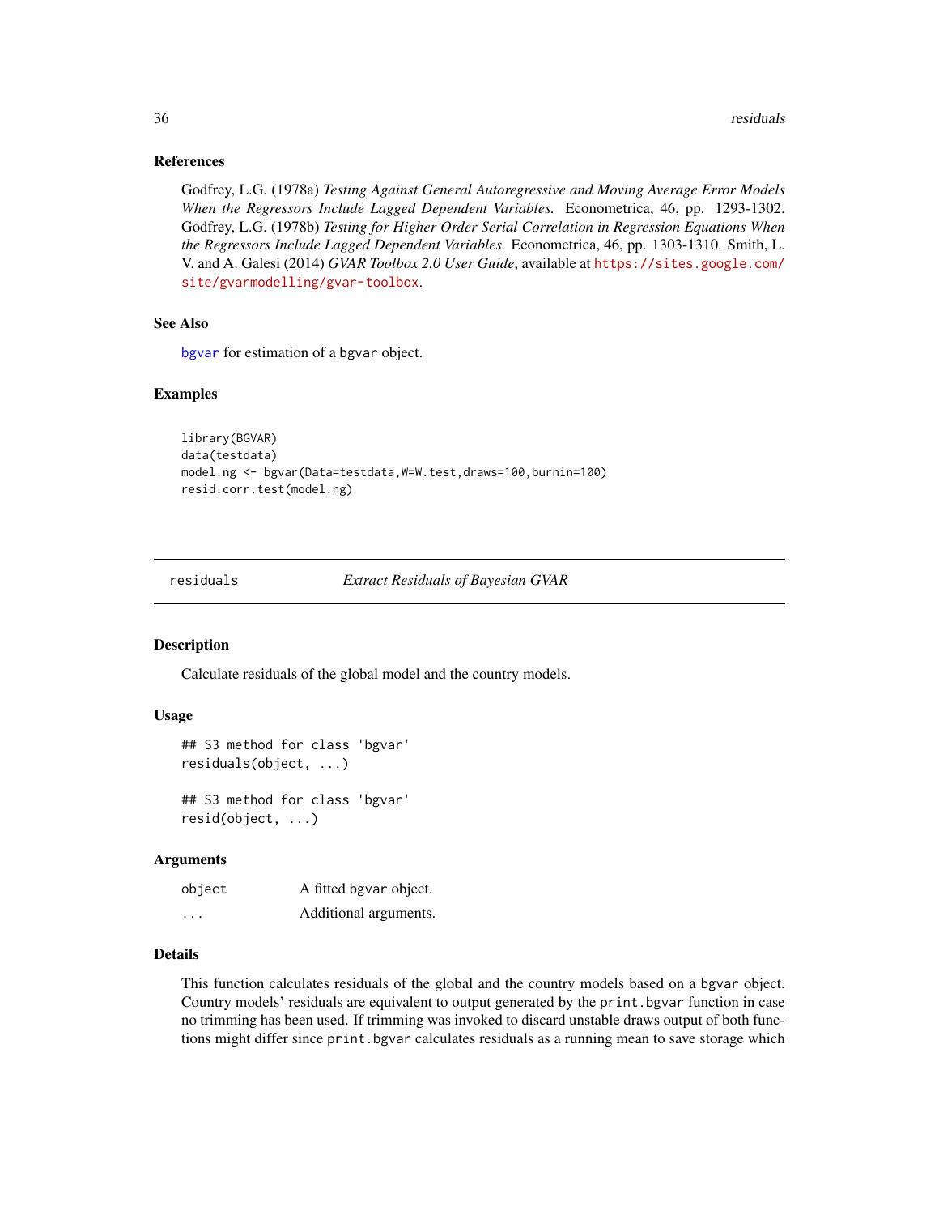### References

Godfrey, L.G. (1978a) *Testing Against General Autoregressive and Moving Average Error Models When the Regressors Include Lagged Dependent Variables.* Econometrica, 46, pp. 1293-1302. Godfrey, L.G. (1978b) *Testing for Higher Order Serial Correlation in Regression Equations When the Regressors Include Lagged Dependent Variables.* Econometrica, 46, pp. 1303-1310. Smith, L. V. and A. Galesi (2014) *GVAR Toolbox 2.0 User Guide*, available at https://sites.google.com/site/gvarmodelling/gvar-toolbox.

### See Also

bgvar for estimation of a bgvar object.

### Examples

```
library(BGVAR)
data(testdata)
model.ng <- bgvar(Data=testdata,W=W.test,draws=100,burnin=100)
resid.corr.test(model.ng)
```

---

## residuals — *Extract Residuals of Bayesian GVAR*

### Description

Calculate residuals of the global model and the country models.

### Usage

```
## S3 method for class 'bgvar'
residuals(object, ...)

## S3 method for class 'bgvar'
resid(object, ...)
```

### Arguments

| | |
|---|---|
| object | A fitted bgvar object. |
| ... | Additional arguments. |

### Details

This function calculates residuals of the global and the country models based on a bgvar object. Country models' residuals are equivalent to output generated by the print.bgvar function in case no trimming has been used. If trimming was invoked to discard unstable draws output of both functions might differ since print.bgvar calculates residuals as a running mean to save storage which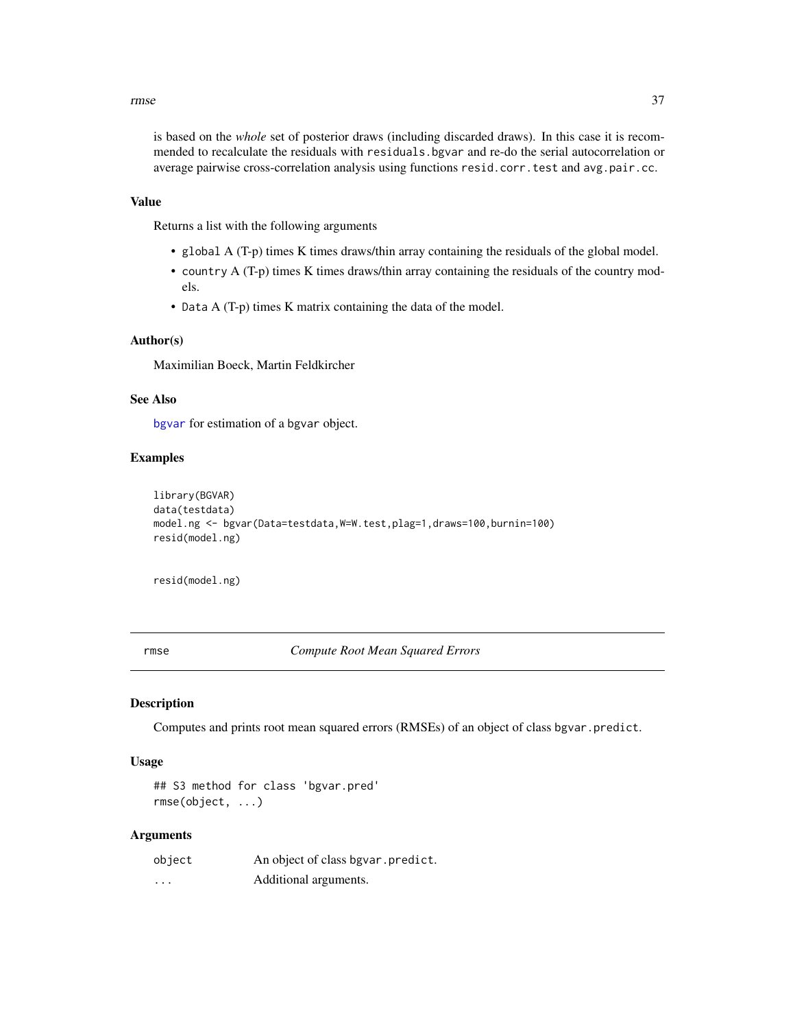is based on the *whole* set of posterior draws (including discarded draws). In this case it is recommended to recalculate the residuals with `residuals.bgvar` and re-do the serial autocorrelation or average pairwise cross-correlation analysis using functions `resid.corr.test` and `avg.pair.cc`.

### Value

Returns a list with the following arguments

- `global` A (T-p) times K times draws/thin array containing the residuals of the global model.
- `country` A (T-p) times K times draws/thin array containing the residuals of the country models.
- `Data` A (T-p) times K matrix containing the data of the model.

### Author(s)

Maximilian Boeck, Martin Feldkircher

### See Also

`bgvar` for estimation of a `bgvar` object.

### Examples

```
library(BGVAR)
data(testdata)
model.ng <- bgvar(Data=testdata,W=W.test,plag=1,draws=100,burnin=100)
resid(model.ng)


resid(model.ng)
```

---

## rmse — *Compute Root Mean Squared Errors*

### Description

Computes and prints root mean squared errors (RMSEs) of an object of class `bgvar.predict`.

### Usage

```
## S3 method for class 'bgvar.pred'
rmse(object, ...)
```

### Arguments

| | |
|---|---|
| `object` | An object of class `bgvar.predict`. |
| `...` | Additional arguments. |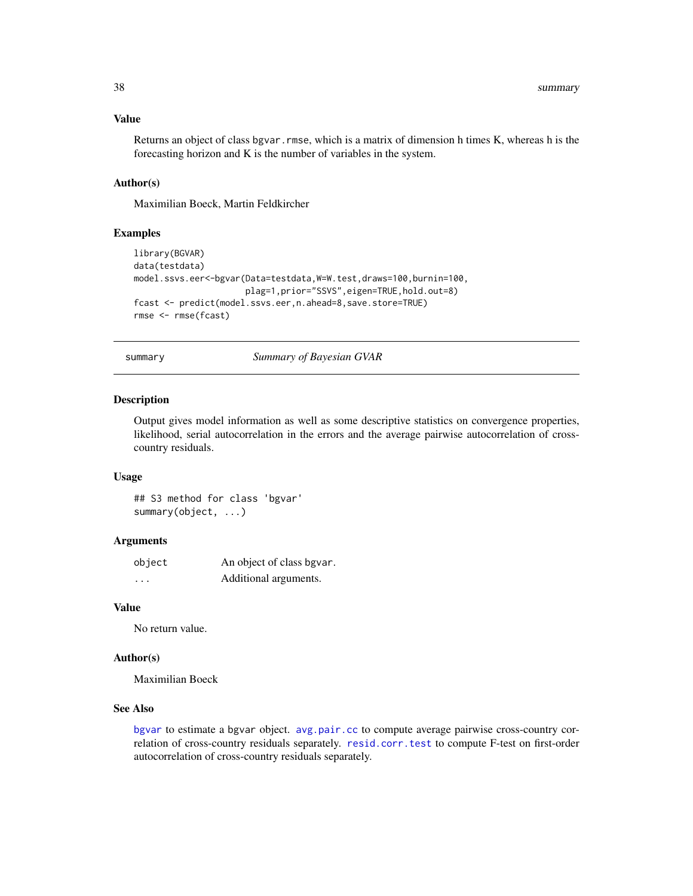### Value

Returns an object of class `bgvar.rmse`, which is a matrix of dimension h times K, whereas h is the forecasting horizon and K is the number of variables in the system.

### Author(s)

Maximilian Boeck, Martin Feldkircher

### Examples

```
library(BGVAR)
data(testdata)
model.ssvs.eer<-bgvar(Data=testdata,W=W.test,draws=100,burnin=100,
                      plag=1,prior="SSVS",eigen=TRUE,hold.out=8)
fcast <- predict(model.ssvs.eer,n.ahead=8,save.store=TRUE)
rmse <- rmse(fcast)
```

---

## summary — *Summary of Bayesian GVAR*

### Description

Output gives model information as well as some descriptive statistics on convergence properties, likelihood, serial autocorrelation in the errors and the average pairwise autocorrelation of cross-country residuals.

### Usage

```
## S3 method for class 'bgvar'
summary(object, ...)
```

### Arguments

| | |
|---|---|
| `object` | An object of class `bgvar`. |
| `...` | Additional arguments. |

### Value

No return value.

### Author(s)

Maximilian Boeck

### See Also

`bgvar` to estimate a `bgvar` object. `avg.pair.cc` to compute average pairwise cross-country correlation of cross-country residuals separately. `resid.corr.test` to compute F-test on first-order autocorrelation of cross-country residuals separately.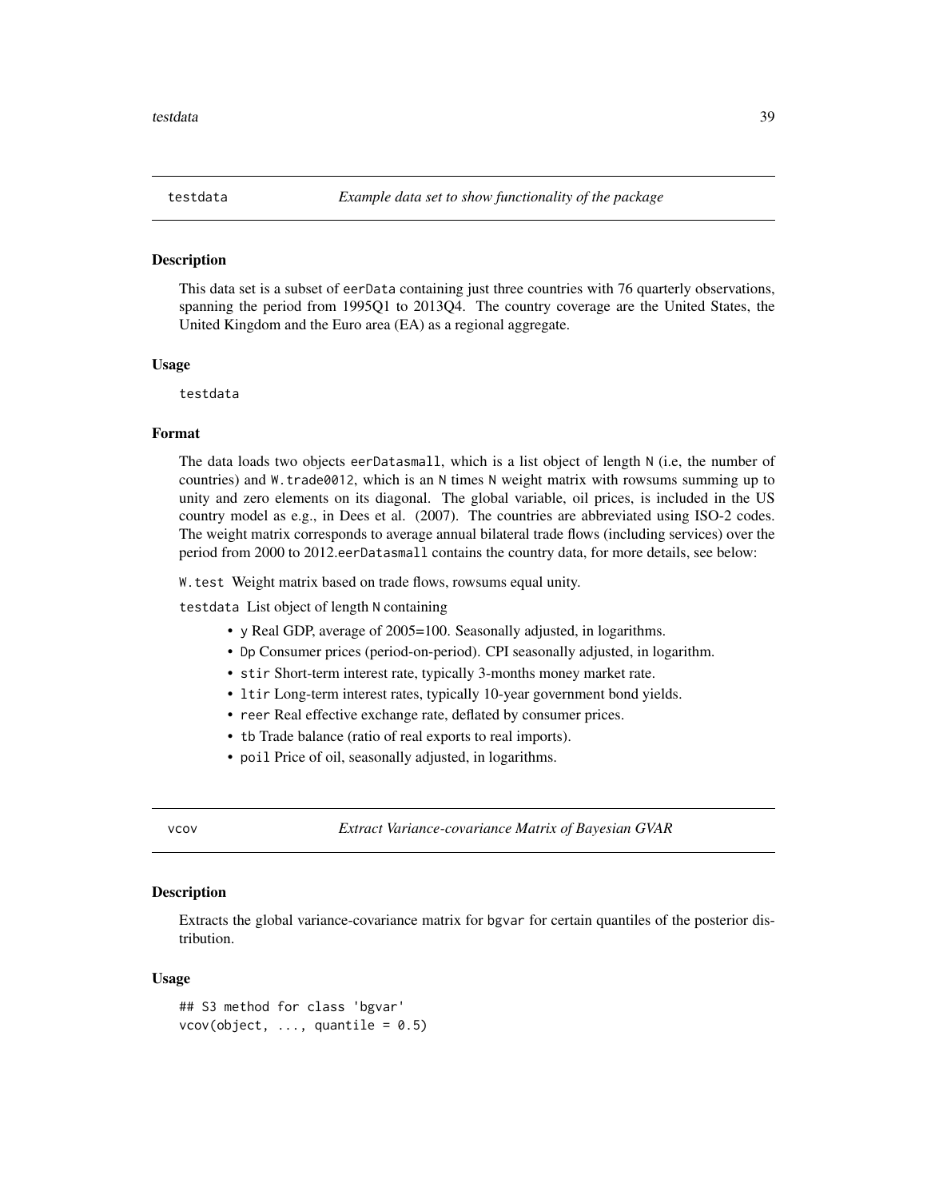## testdata *Example data set to show functionality of the package*

### Description

This data set is a subset of eerData containing just three countries with 76 quarterly observations, spanning the period from 1995Q1 to 2013Q4. The country coverage are the United States, the United Kingdom and the Euro area (EA) as a regional aggregate.

### Usage

```
testdata
```

### Format

The data loads two objects eerDatasmall, which is a list object of length N (i.e, the number of countries) and W.trade0012, which is an N times N weight matrix with rowsums summing up to unity and zero elements on its diagonal. The global variable, oil prices, is included in the US country model as e.g., in Dees et al. (2007). The countries are abbreviated using ISO-2 codes. The weight matrix corresponds to average annual bilateral trade flows (including services) over the period from 2000 to 2012.eerDatasmall contains the country data, for more details, see below:

W.test Weight matrix based on trade flows, rowsums equal unity.

testdata List object of length N containing

- y Real GDP, average of 2005=100. Seasonally adjusted, in logarithms.
- Dp Consumer prices (period-on-period). CPI seasonally adjusted, in logarithm.
- stir Short-term interest rate, typically 3-months money market rate.
- ltir Long-term interest rates, typically 10-year government bond yields.
- reer Real effective exchange rate, deflated by consumer prices.
- tb Trade balance (ratio of real exports to real imports).
- poil Price of oil, seasonally adjusted, in logarithms.

## vcov *Extract Variance-covariance Matrix of Bayesian GVAR*

### Description

Extracts the global variance-covariance matrix for bgvar for certain quantiles of the posterior distribution.

### Usage

```
## S3 method for class 'bgvar'
vcov(object, ..., quantile = 0.5)
```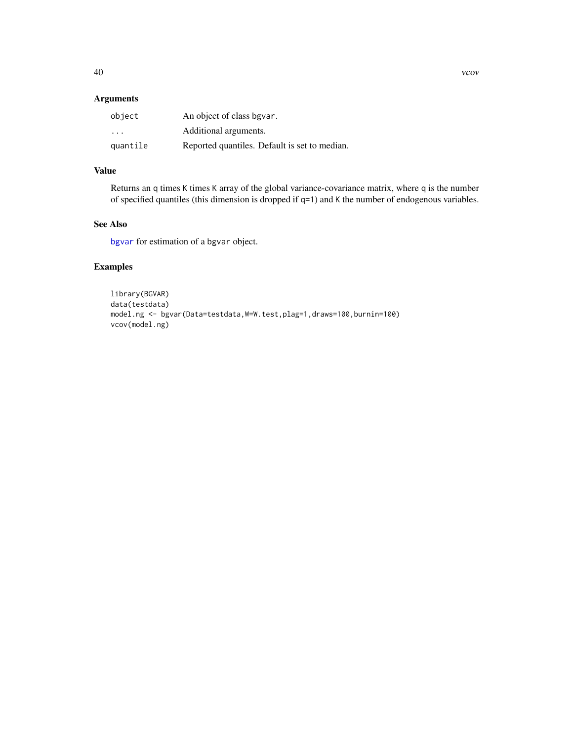## Arguments

| | |
|---|---|
| object | An object of class bgvar. |
| ... | Additional arguments. |
| quantile | Reported quantiles. Default is set to median. |

## Value

Returns an q times K times K array of the global variance-covariance matrix, where q is the number of specified quantiles (this dimension is dropped if q=1) and K the number of endogenous variables.

## See Also

bgvar for estimation of a bgvar object.

## Examples

```
library(BGVAR)
data(testdata)
model.ng <- bgvar(Data=testdata,W=W.test,plag=1,draws=100,burnin=100)
vcov(model.ng)
```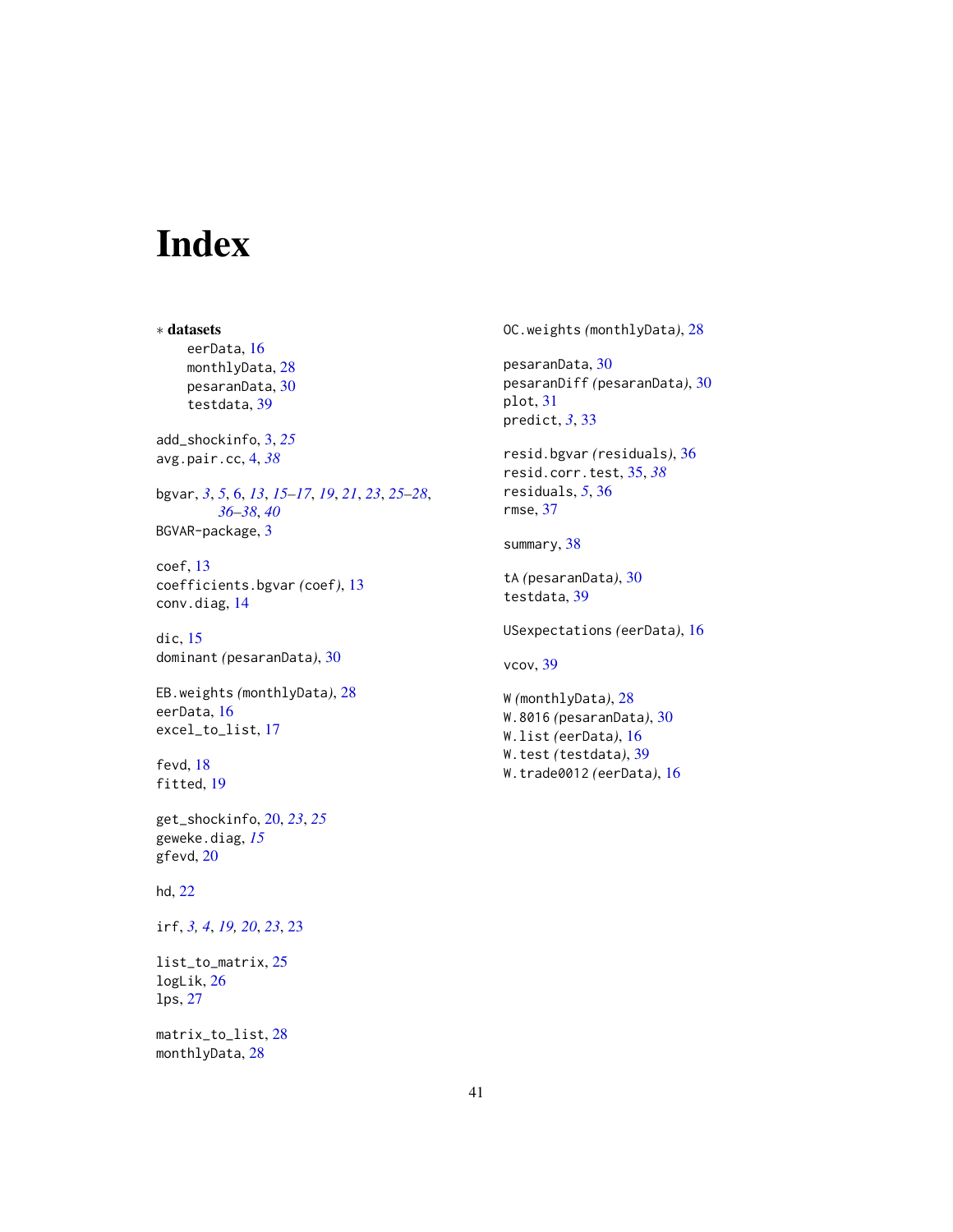# Index

∗ **datasets**
eerData, 16
monthlyData, 28
pesaranData, 30
testdata, 39

add_shockinfo, 3, *25*
avg.pair.cc, 4, *38*

bgvar, *3*, *5*, 6, *13*, *15–17*, *19*, *21*, *23*, *25–28*, *36–38*, *40*
BGVAR-package, 3

coef, 13
coefficients.bgvar (coef), 13
conv.diag, 14

dic, 15
dominant (pesaranData), 30

EB.weights (monthlyData), 28
eerData, 16
excel_to_list, 17

fevd, 18
fitted, 19

get_shockinfo, 20, *23*, *25*
geweke.diag, *15*
gfevd, 20

hd, 22

irf, *3, 4*, *19, 20*, *23*, 23

list_to_matrix, 25
logLik, 26
lps, 27

matrix_to_list, 28
monthlyData, 28

OC.weights (monthlyData), 28

pesaranData, 30
pesaranDiff (pesaranData), 30
plot, 31
predict, *3*, 33

resid.bgvar (residuals), 36
resid.corr.test, 35, *38*
residuals, *5*, 36
rmse, 37

summary, 38

tA (pesaranData), 30
testdata, 39

USexpectations (eerData), 16

vcov, 39

W (monthlyData), 28
W.8016 (pesaranData), 30
W.list (eerData), 16
W.test (testdata), 39
W.trade0012 (eerData), 16